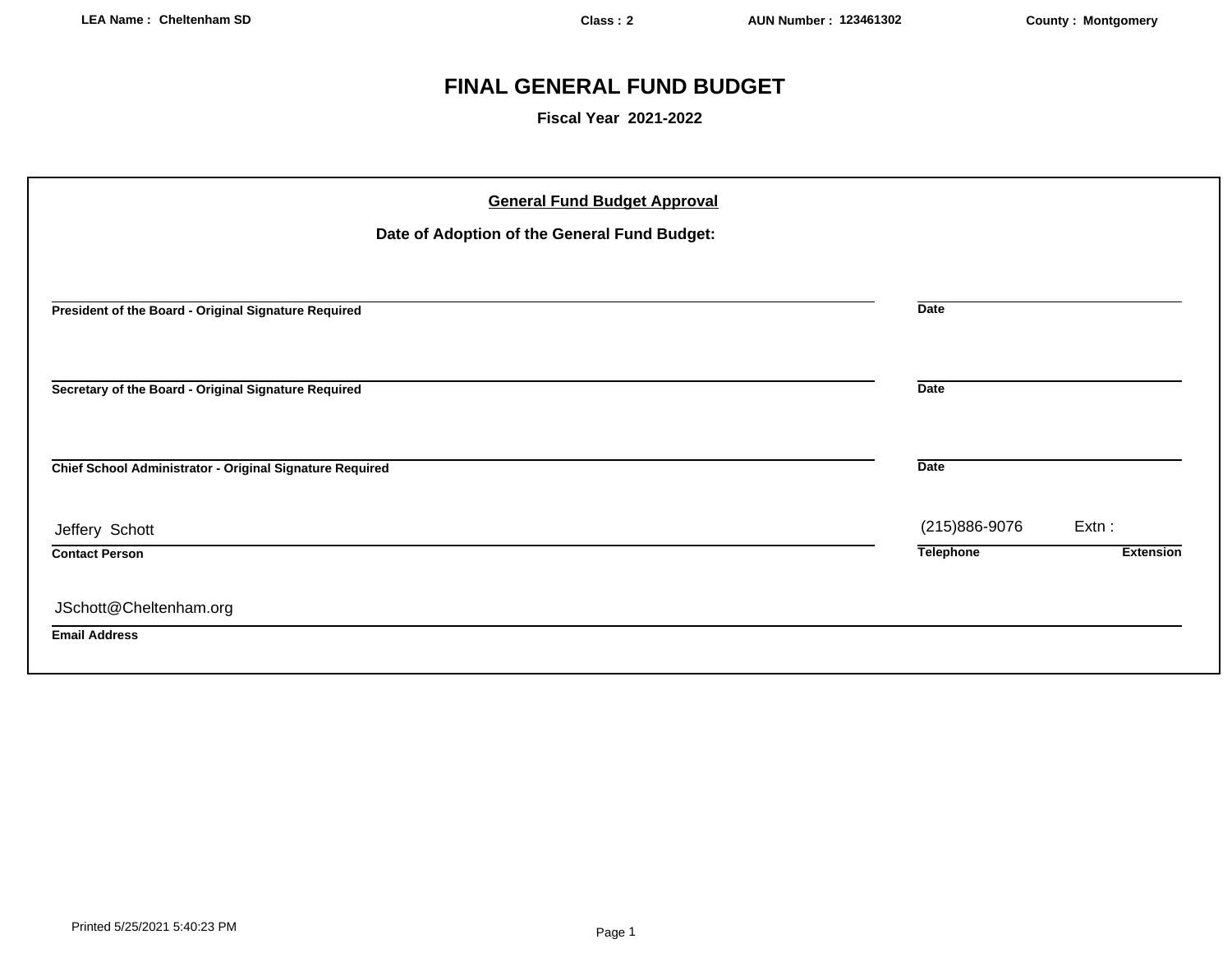LEA Name : Cheltenham SD | Class : 2 | AUN Number : 123461302 | County : Montgomery

# FINAL GENERAL FUND BUDGET

**Fiscal Year 2021-2022**

## General Fund Budget Approval

**Date of Adoption of the General Fund Budget:**

______________________________________________ ______________
**President of the Board - Original Signature Required** **Date**

______________________________________________ ______________
**Secretary of the Board - Original Signature Required** **Date**

______________________________________________ ______________
**Chief School Administrator - Original Signature Required** **Date**

Jeffery Schott (215)886-9076 Extn :
**Contact Person** **Telephone** **Extension**

JSchott@Cheltenham.org
**Email Address**

Printed 5/25/2021 5:40:23 PM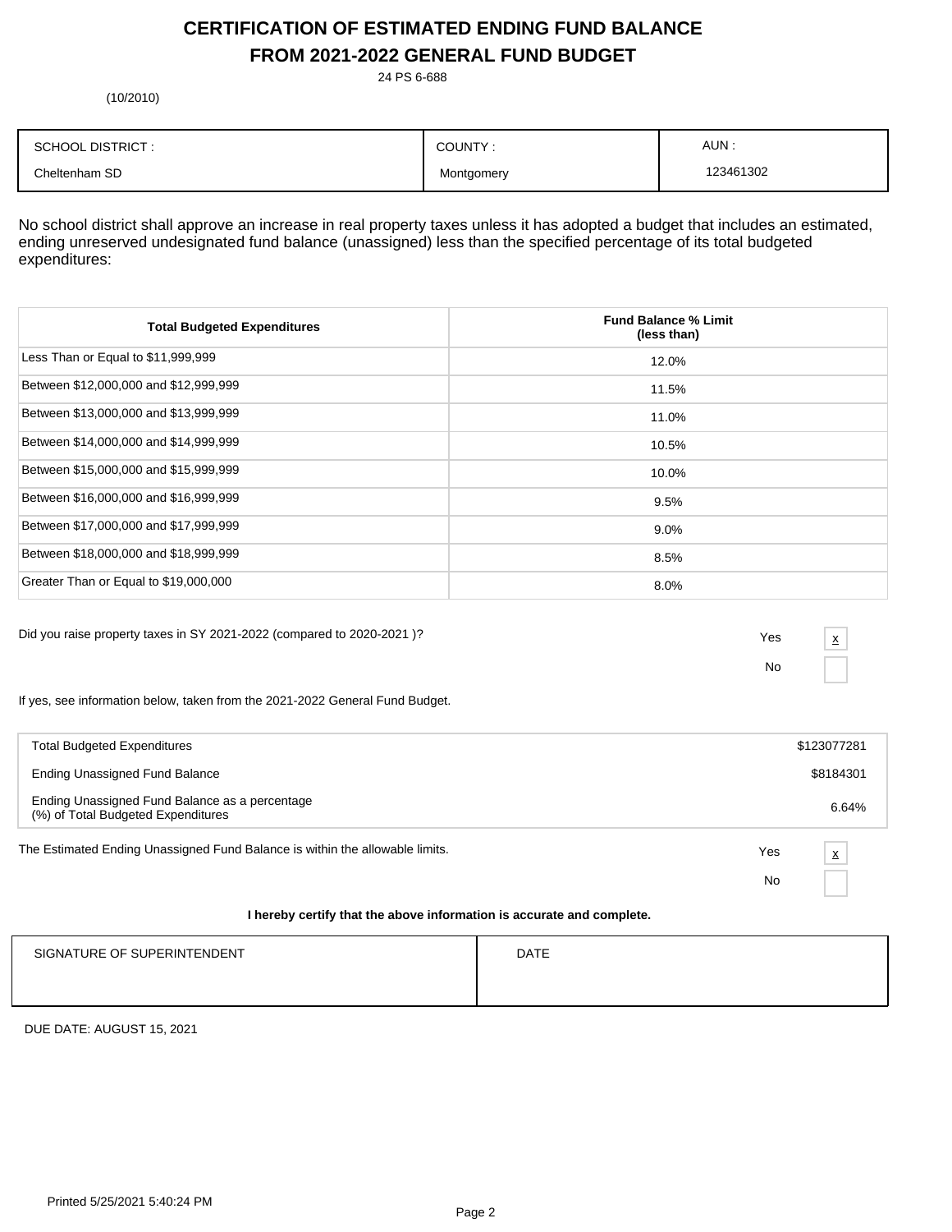# CERTIFICATION OF ESTIMATED ENDING FUND BALANCE FROM 2021-2022 GENERAL FUND BUDGET

24 PS 6-688

(10/2010)

| SCHOOL DISTRICT : | COUNTY : | AUN : |
|---|---|---|
| Cheltenham SD | Montgomery | 123461302 |

No school district shall approve an increase in real property taxes unless it has adopted a budget that includes an estimated, ending unreserved undesignated fund balance (unassigned) less than the specified percentage of its total budgeted expenditures:

| Total Budgeted Expenditures | Fund Balance % Limit (less than) |
|---|---|
| Less Than or Equal to $11,999,999 | 12.0% |
| Between $12,000,000 and $12,999,999 | 11.5% |
| Between $13,000,000 and $13,999,999 | 11.0% |
| Between $14,000,000 and $14,999,999 | 10.5% |
| Between $15,000,000 and $15,999,999 | 10.0% |
| Between $16,000,000 and $16,999,999 | 9.5% |
| Between $17,000,000 and $17,999,999 | 9.0% |
| Between $18,000,000 and $18,999,999 | 8.5% |
| Greater Than or Equal to $19,000,000 | 8.0% |

Did you raise property taxes in SY 2021-2022 (compared to 2020-2021 )?

Yes [x]

No [ ]

If yes, see information below, taken from the 2021-2022 General Fund Budget.

| | |
|---|---|
| Total Budgeted Expenditures | $123077281 |
| Ending Unassigned Fund Balance | $8184301 |
| Ending Unassigned Fund Balance as a percentage (%) of Total Budgeted Expenditures | 6.64% |

The Estimated Ending Unassigned Fund Balance is within the allowable limits.

Yes [x]

No [ ]

**I hereby certify that the above information is accurate and complete.**

| SIGNATURE OF SUPERINTENDENT | DATE |
|---|---|
| | |

DUE DATE: AUGUST 15, 2021

Printed 5/25/2021 5:40:24 PM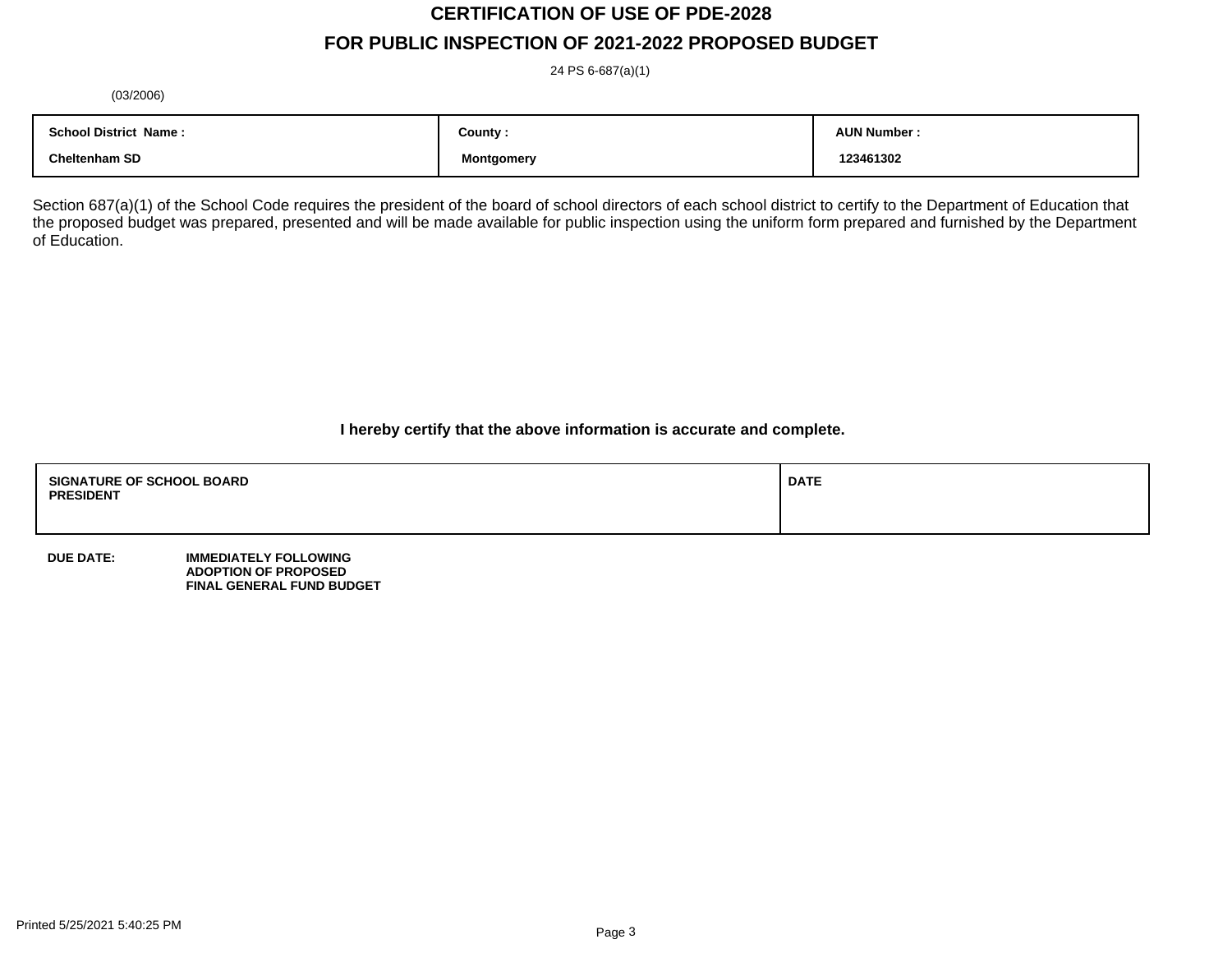# CERTIFICATION OF USE OF PDE-2028

# FOR PUBLIC INSPECTION OF 2021-2022 PROPOSED BUDGET

24 PS 6-687(a)(1)

(03/2006)

| School District Name : | County : | AUN Number : |
|---|---|---|
| Cheltenham SD | Montgomery | 123461302 |

Section 687(a)(1) of the School Code requires the president of the board of school directors of each school district to certify to the Department of Education that the proposed budget was prepared, presented and will be made available for public inspection using the uniform form prepared and furnished by the Department of Education.

**I hereby certify that the above information is accurate and complete.**

| SIGNATURE OF SCHOOL BOARD PRESIDENT | DATE |
|---|---|
| | |

**DUE DATE:** **IMMEDIATELY FOLLOWING ADOPTION OF PROPOSED FINAL GENERAL FUND BUDGET**

Printed 5/25/2021 5:40:25 PM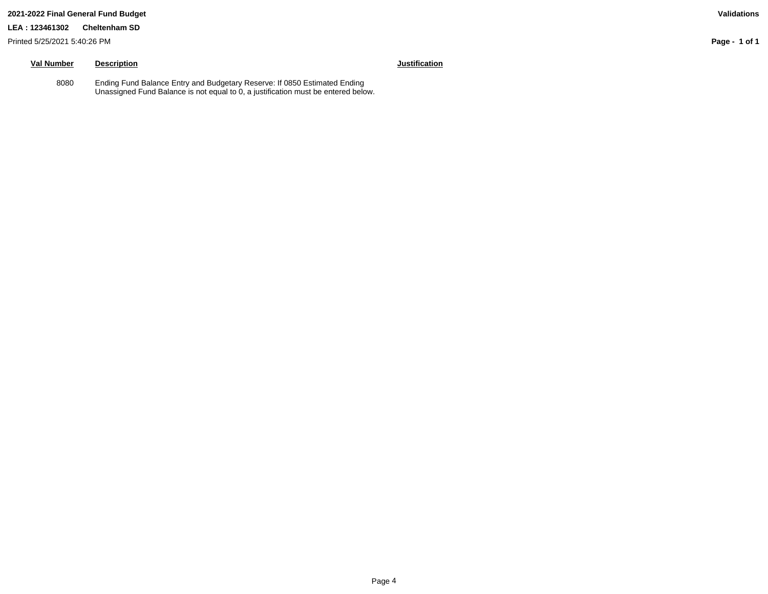**2021-2022 Final General Fund Budget** **Validations**

**LEA : 123461302 Cheltenham SD**

Printed 5/25/2021 5:40:26 PM

| Val Number | Description | Justification |
|---|---|---|
| 8080 | Ending Fund Balance Entry and Budgetary Reserve: If 0850 Estimated Ending Unassigned Fund Balance is not equal to 0, a justification must be entered below. | |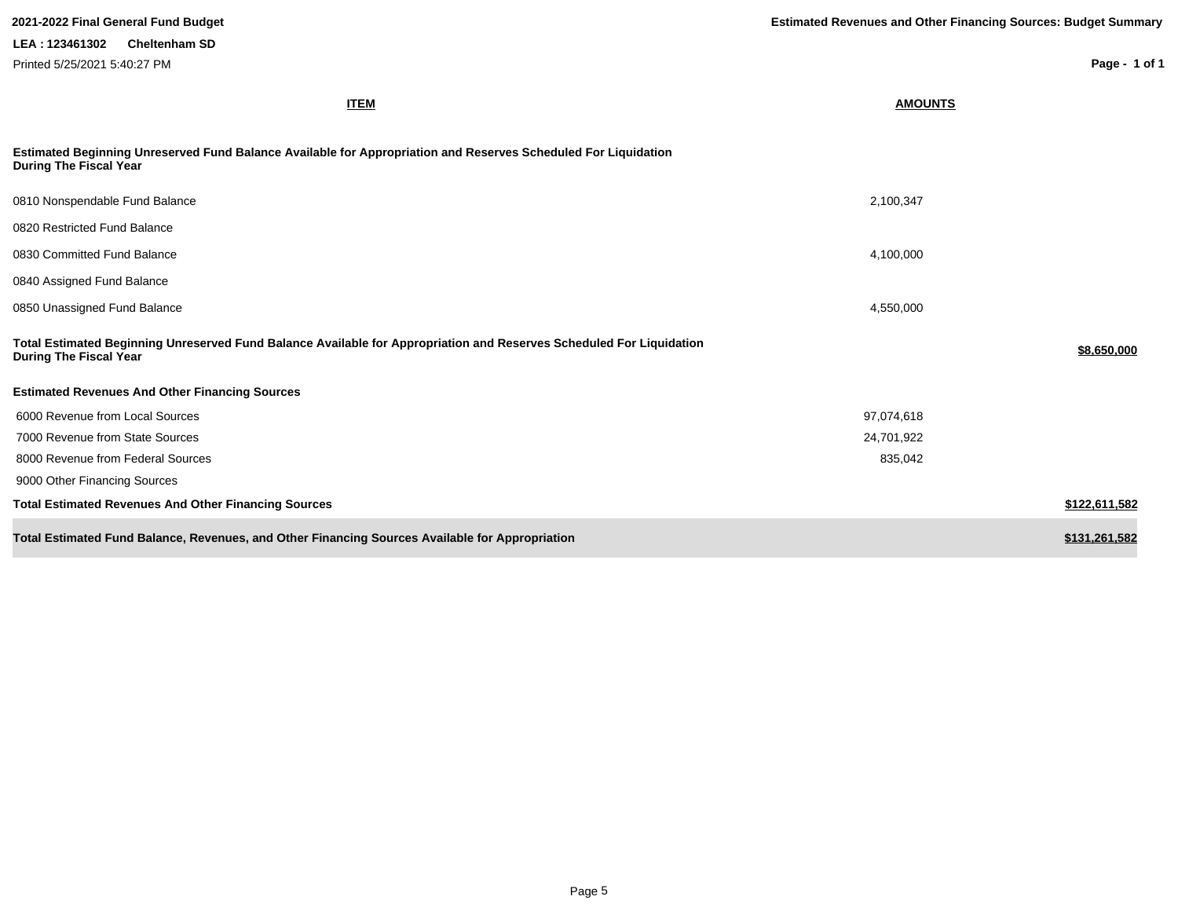**2021-2022 Final General Fund Budget**

**LEA : 123461302 Cheltenham SD**

Printed 5/25/2021 5:40:27 PM

**Estimated Revenues and Other Financing Sources: Budget Summary**

| ITEM | AMOUNTS | |
|---|---|---|
| **Estimated Beginning Unreserved Fund Balance Available for Appropriation and Reserves Scheduled For Liquidation During The Fiscal Year** | | |
| 0810 Nonspendable Fund Balance | 2,100,347 | |
| 0820 Restricted Fund Balance | | |
| 0830 Committed Fund Balance | 4,100,000 | |
| 0840 Assigned Fund Balance | | |
| 0850 Unassigned Fund Balance | 4,550,000 | |
| **Total Estimated Beginning Unreserved Fund Balance Available for Appropriation and Reserves Scheduled For Liquidation During The Fiscal Year** | | **$8,650,000** |
| **Estimated Revenues And Other Financing Sources** | | |
| 6000 Revenue from Local Sources | 97,074,618 | |
| 7000 Revenue from State Sources | 24,701,922 | |
| 8000 Revenue from Federal Sources | 835,042 | |
| 9000 Other Financing Sources | | |
| **Total Estimated Revenues And Other Financing Sources** | | **$122,611,582** |
| **Total Estimated Fund Balance, Revenues, and Other Financing Sources Available for Appropriation** | | **$131,261,582** |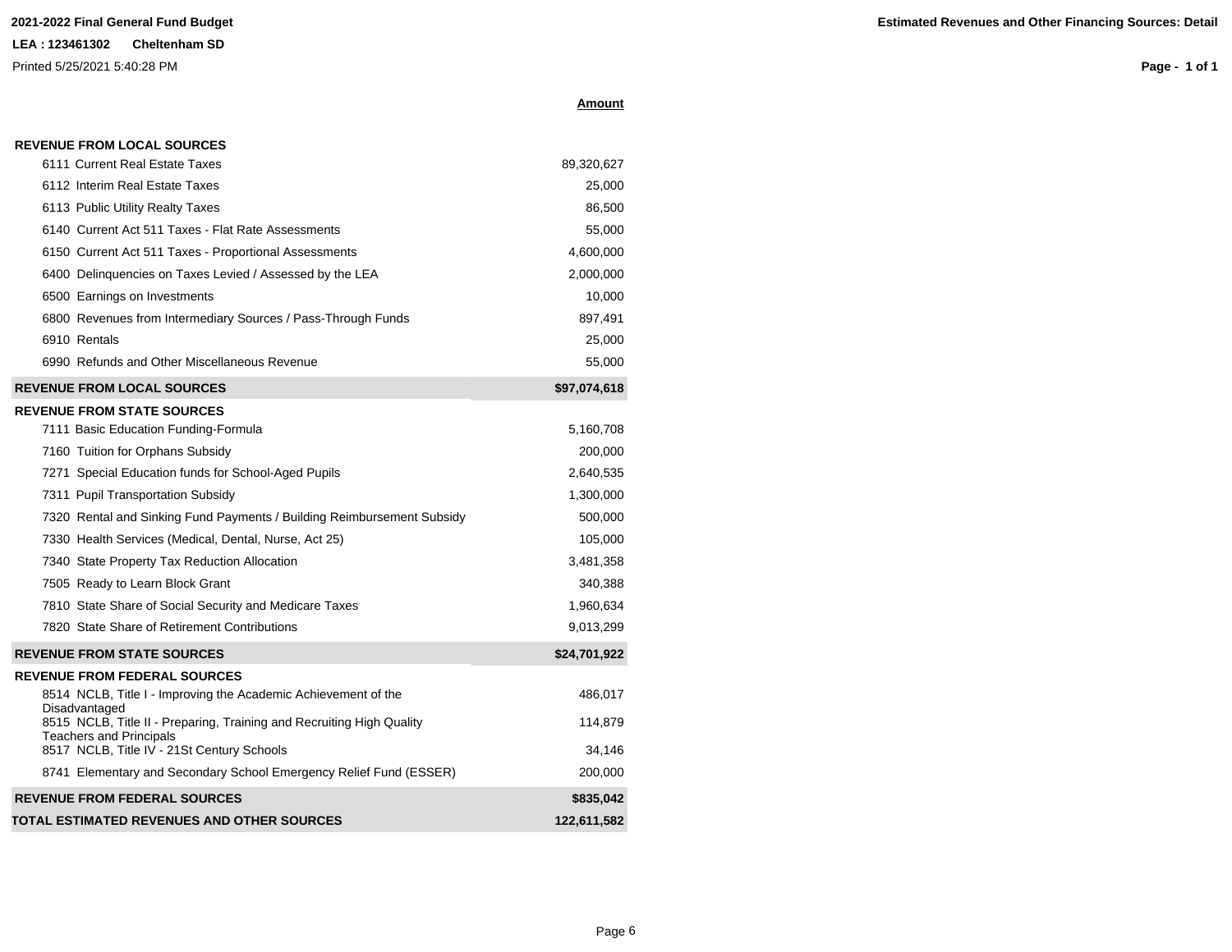**2021-2022 Final General Fund Budget**

**LEA : 123461302 Cheltenham SD**

Printed 5/25/2021 5:40:28 PM

**Estimated Revenues and Other Financing Sources: Detail**

| | **Amount** |
|---|---|
| **REVENUE FROM LOCAL SOURCES** | |
| 6111 Current Real Estate Taxes | 89,320,627 |
| 6112 Interim Real Estate Taxes | 25,000 |
| 6113 Public Utility Realty Taxes | 86,500 |
| 6140 Current Act 511 Taxes - Flat Rate Assessments | 55,000 |
| 6150 Current Act 511 Taxes - Proportional Assessments | 4,600,000 |
| 6400 Delinquencies on Taxes Levied / Assessed by the LEA | 2,000,000 |
| 6500 Earnings on Investments | 10,000 |
| 6800 Revenues from Intermediary Sources / Pass-Through Funds | 897,491 |
| 6910 Rentals | 25,000 |
| 6990 Refunds and Other Miscellaneous Revenue | 55,000 |
| **REVENUE FROM LOCAL SOURCES** | **$97,074,618** |
| **REVENUE FROM STATE SOURCES** | |
| 7111 Basic Education Funding-Formula | 5,160,708 |
| 7160 Tuition for Orphans Subsidy | 200,000 |
| 7271 Special Education funds for School-Aged Pupils | 2,640,535 |
| 7311 Pupil Transportation Subsidy | 1,300,000 |
| 7320 Rental and Sinking Fund Payments / Building Reimbursement Subsidy | 500,000 |
| 7330 Health Services (Medical, Dental, Nurse, Act 25) | 105,000 |
| 7340 State Property Tax Reduction Allocation | 3,481,358 |
| 7505 Ready to Learn Block Grant | 340,388 |
| 7810 State Share of Social Security and Medicare Taxes | 1,960,634 |
| 7820 State Share of Retirement Contributions | 9,013,299 |
| **REVENUE FROM STATE SOURCES** | **$24,701,922** |
| **REVENUE FROM FEDERAL SOURCES** | |
| 8514 NCLB, Title I - Improving the Academic Achievement of the Disadvantaged | 486,017 |
| 8515 NCLB, Title II - Preparing, Training and Recruiting High Quality Teachers and Principals | 114,879 |
| 8517 NCLB, Title IV - 21St Century Schools | 34,146 |
| 8741 Elementary and Secondary School Emergency Relief Fund (ESSER) | 200,000 |
| **REVENUE FROM FEDERAL SOURCES** | **$835,042** |
| **TOTAL ESTIMATED REVENUES AND OTHER SOURCES** | **122,611,582** |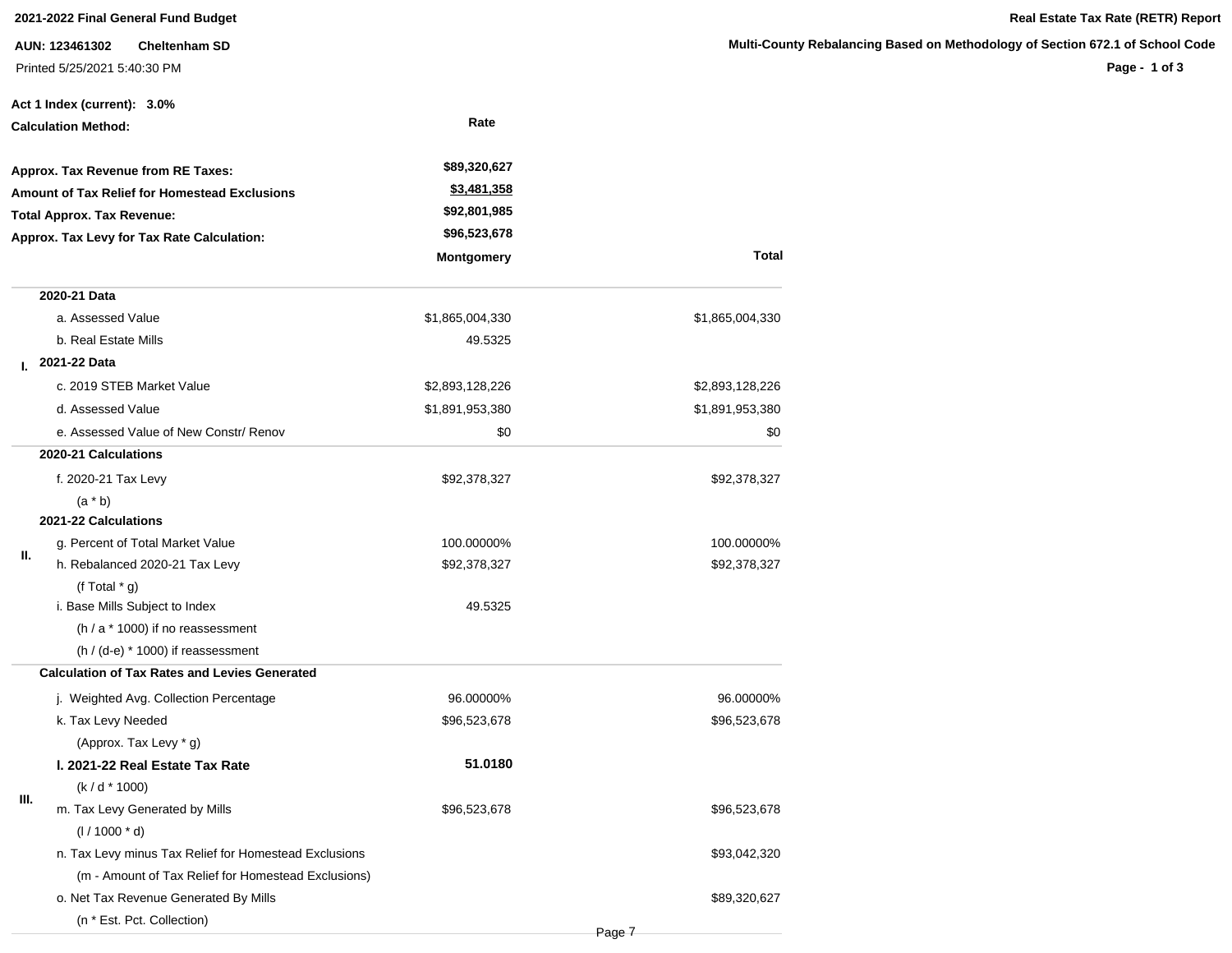**2021-2022 Final General Fund Budget**

**AUN: 123461302 Cheltenham SD**

Printed 5/25/2021 5:40:30 PM

**Real Estate Tax Rate (RETR) Report**

**Multi-County Rebalancing Based on Methodology of Section 672.1 of School Code**

**Act 1 Index (current): 3.0%**

**Calculation Method:** Rate

| | |
|---|---|
| **Approx. Tax Revenue from RE Taxes:** | **\$89,320,627** |
| **Amount of Tax Relief for Homestead Exclusions** | **\$3,481,358** |
| **Total Approx. Tax Revenue:** | **\$92,801,985** |
| **Approx. Tax Levy for Tax Rate Calculation:** | **\$96,523,678** |

| | | **Montgomery** | **Total** |
|---|---|---|---|
| I. | **2020-21 Data** | | |
| | a. Assessed Value | \$1,865,004,330 | \$1,865,004,330 |
| | b. Real Estate Mills | 49.5325 | |
| | **2021-22 Data** | | |
| | c. 2019 STEB Market Value | \$2,893,128,226 | \$2,893,128,226 |
| | d. Assessed Value | \$1,891,953,380 | \$1,891,953,380 |
| | e. Assessed Value of New Constr/ Renov | \$0 | \$0 |
| II. | **2020-21 Calculations** | | |
| | f. 2020-21 Tax Levy | \$92,378,327 | \$92,378,327 |
| | (a * b) | | |
| | **2021-22 Calculations** | | |
| | g. Percent of Total Market Value | 100.00000% | 100.00000% |
| | h. Rebalanced 2020-21 Tax Levy | \$92,378,327 | \$92,378,327 |
| | (f Total * g) | | |
| | i. Base Mills Subject to Index | 49.5325 | |
| | (h / a * 1000) if no reassessment | | |
| | (h / (d-e) * 1000) if reassessment | | |
| III. | **Calculation of Tax Rates and Levies Generated** | | |
| | j. Weighted Avg. Collection Percentage | 96.00000% | 96.00000% |
| | k. Tax Levy Needed | \$96,523,678 | \$96,523,678 |
| | (Approx. Tax Levy * g) | | |
| | **l. 2021-22 Real Estate Tax Rate** | **51.0180** | |
| | (k / d * 1000) | | |
| | m. Tax Levy Generated by Mills | \$96,523,678 | \$96,523,678 |
| | (l / 1000 * d) | | |
| | n. Tax Levy minus Tax Relief for Homestead Exclusions | | \$93,042,320 |
| | (m - Amount of Tax Relief for Homestead Exclusions) | | |
| | o. Net Tax Revenue Generated By Mills | | \$89,320,627 |
| | (n * Est. Pct. Collection) | | |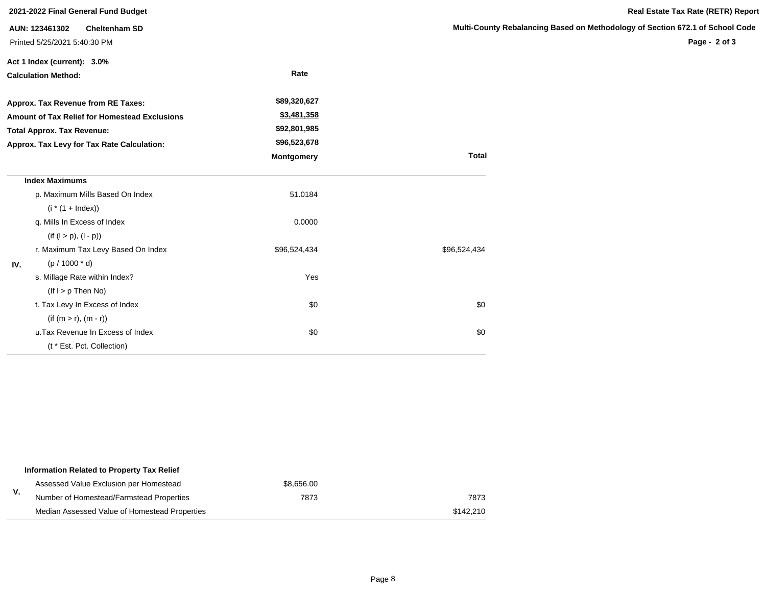**2021-2022 Final General Fund Budget**

**Real Estate Tax Rate (RETR) Report**

**AUN: 123461302 Cheltenham SD**

**Multi-County Rebalancing Based on Methodology of Section 672.1 of School Code**

Printed 5/25/2021 5:40:30 PM

**Act 1 Index (current): 3.0%**

| **Calculation Method:** | **Rate** |
|---|---|
| **Approx. Tax Revenue from RE Taxes:** | **$89,320,627** |
| **Amount of Tax Relief for Homestead Exclusions** | **$3,481,358** |
| **Total Approx. Tax Revenue:** | **$92,801,985** |
| **Approx. Tax Levy for Tax Rate Calculation:** | **$96,523,678** |

| | | **Montgomery** | **Total** |
|---|---|---|---|
| IV. | **Index Maximums** | | |
| | p. Maximum Mills Based On Index (i * (1 + Index)) | 51.0184 | |
| | q. Mills In Excess of Index (if (l > p), (l - p)) | 0.0000 | |
| | r. Maximum Tax Levy Based On Index (p / 1000 * d) | $96,524,434 | $96,524,434 |
| | s. Millage Rate within Index? (If l > p Then No) | Yes | |
| | t. Tax Levy In Excess of Index (if (m > r), (m - r)) | $0 | $0 |
| | u.Tax Revenue In Excess of Index (t * Est. Pct. Collection) | $0 | $0 |

| | | | |
|---|---|---|---|
| V. | **Information Related to Property Tax Relief** | | |
| | Assessed Value Exclusion per Homestead | $8,656.00 | |
| | Number of Homestead/Farmstead Properties | 7873 | 7873 |
| | Median Assessed Value of Homestead Properties | | $142,210 |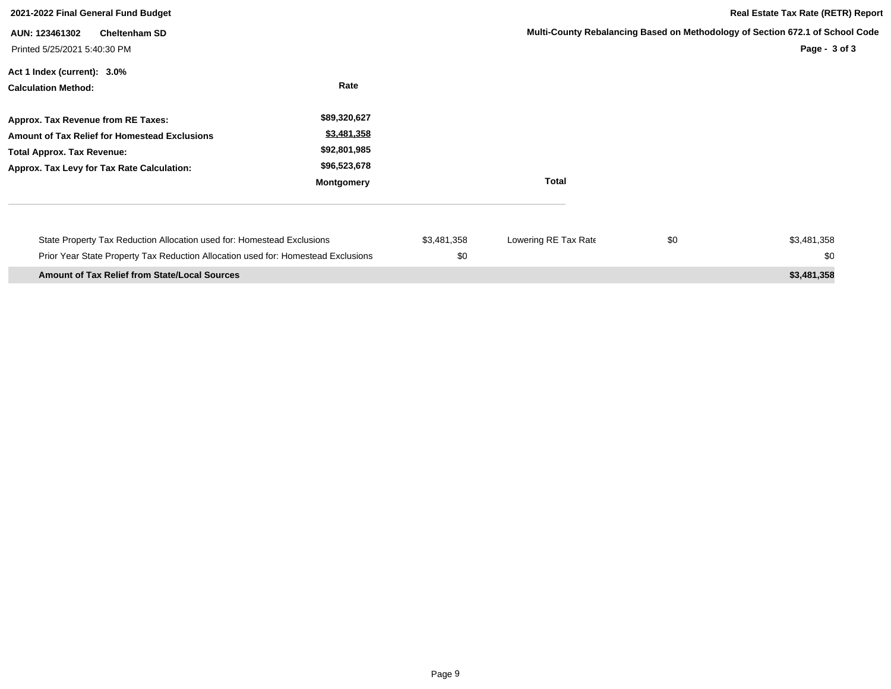**2021-2022 Final General Fund Budget**

**Real Estate Tax Rate (RETR) Report**

**AUN: 123461302 Cheltenham SD**

**Multi-County Rebalancing Based on Methodology of Section 672.1 of School Code**

Printed 5/25/2021 5:40:30 PM

**Act 1 Index (current): 3.0%**

| **Calculation Method:** | **Rate** |
|---|---|
| **Approx. Tax Revenue from RE Taxes:** | **$89,320,627** |
| **Amount of Tax Relief for Homestead Exclusions** | **$3,481,358** |
| **Total Approx. Tax Revenue:** | **$92,801,985** |
| **Approx. Tax Levy for Tax Rate Calculation:** | **$96,523,678** |
| | **Montgomery** |

| | | | | **Total** |
|---|---|---|---|---|
| State Property Tax Reduction Allocation used for: Homestead Exclusions | $3,481,358 | Lowering RE Tax Rate | $0 | $3,481,358 |
| Prior Year State Property Tax Reduction Allocation used for: Homestead Exclusions | $0 | | | $0 |
| **Amount of Tax Relief from State/Local Sources** | | | | **$3,481,358** |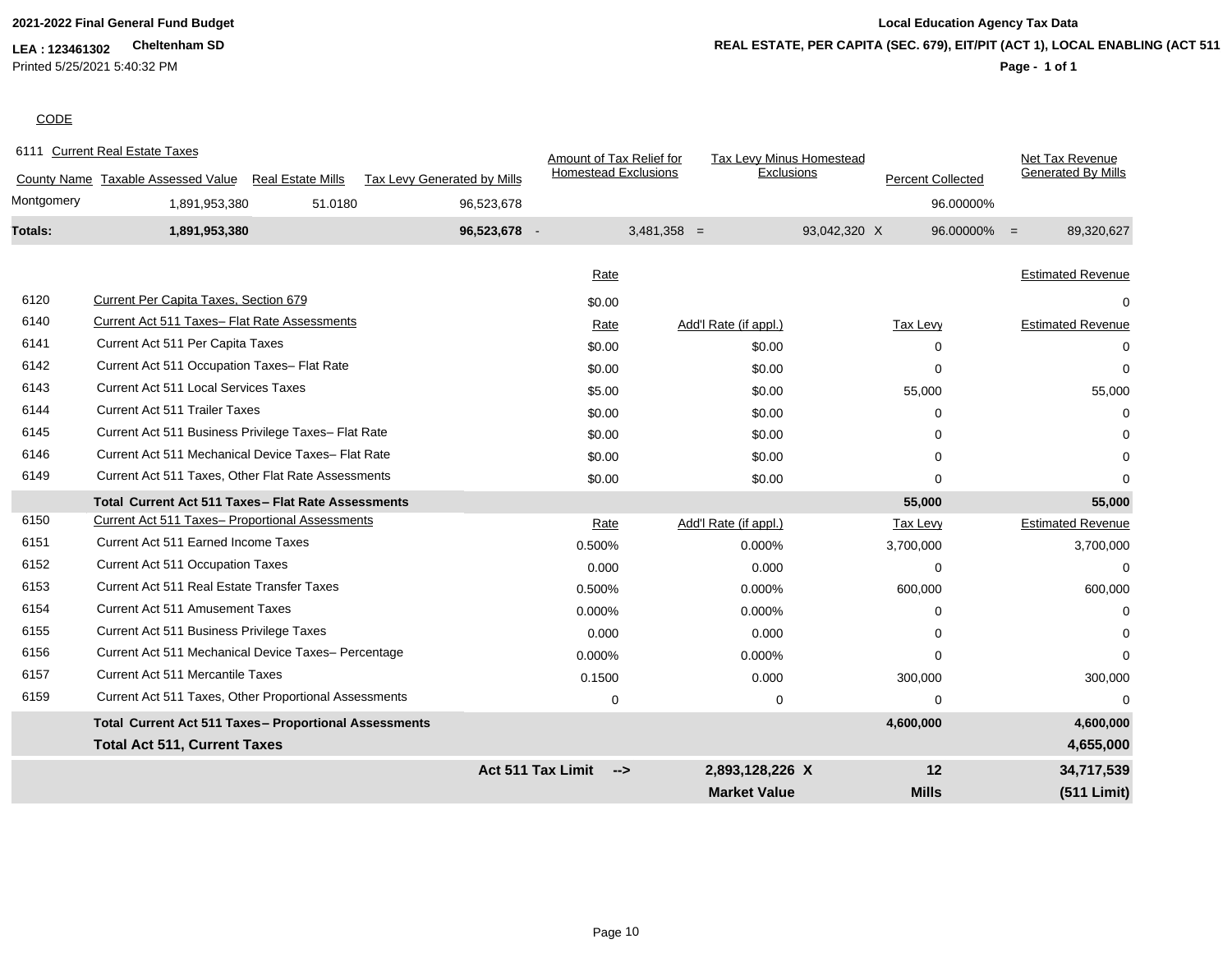**2021-2022 Final General Fund Budget**

**LEA : 123461302** **Cheltenham SD**

Printed 5/25/2021 5:40:32 PM

**Local Education Agency Tax Data**

**REAL ESTATE, PER CAPITA (SEC. 679), EIT/PIT (ACT 1), LOCAL ENABLING (ACT 511**

CODE

6111 Current Real Estate Taxes

| County Name | Taxable Assessed Value | Real Estate Mills | Tax Levy Generated by Mills | | Amount of Tax Relief for Homestead Exclusions | | Tax Levy Minus Homestead Exclusions | | Percent Collected | | Net Tax Revenue Generated By Mills |
|---|---|---|---|---|---|---|---|---|---|---|---|
| Montgomery | 1,891,953,380 | 51.0180 | 96,523,678 | | | | | | 96.00000% | | |
| **Totals:** | **1,891,953,380** | | **96,523,678** | - | 3,481,358 | = | 93,042,320 | X | 96.00000% | = | 89,320,627 |

| Code | Description | Rate | Add'l Rate (if appl.) | Tax Levy | Estimated Revenue |
|---|---|---|---|---|---|
| 6120 | Current Per Capita Taxes, Section 679 | $0.00 | | | 0 |
| 6140 | Current Act 511 Taxes– Flat Rate Assessments | Rate | Add'l Rate (if appl.) | Tax Levy | Estimated Revenue |
| 6141 | Current Act 511 Per Capita Taxes | $0.00 | $0.00 | 0 | 0 |
| 6142 | Current Act 511 Occupation Taxes– Flat Rate | $0.00 | $0.00 | 0 | 0 |
| 6143 | Current Act 511 Local Services Taxes | $5.00 | $0.00 | 55,000 | 55,000 |
| 6144 | Current Act 511 Trailer Taxes | $0.00 | $0.00 | 0 | 0 |
| 6145 | Current Act 511 Business Privilege Taxes– Flat Rate | $0.00 | $0.00 | 0 | 0 |
| 6146 | Current Act 511 Mechanical Device Taxes– Flat Rate | $0.00 | $0.00 | 0 | 0 |
| 6149 | Current Act 511 Taxes, Other Flat Rate Assessments | $0.00 | $0.00 | 0 | 0 |
| | **Total Current Act 511 Taxes– Flat Rate Assessments** | | | **55,000** | **55,000** |
| 6150 | Current Act 511 Taxes– Proportional Assessments | Rate | Add'l Rate (if appl.) | Tax Levy | Estimated Revenue |
| 6151 | Current Act 511 Earned Income Taxes | 0.500% | 0.000% | 3,700,000 | 3,700,000 |
| 6152 | Current Act 511 Occupation Taxes | 0.000 | 0.000 | 0 | 0 |
| 6153 | Current Act 511 Real Estate Transfer Taxes | 0.500% | 0.000% | 600,000 | 600,000 |
| 6154 | Current Act 511 Amusement Taxes | 0.000% | 0.000% | 0 | 0 |
| 6155 | Current Act 511 Business Privilege Taxes | 0.000 | 0.000 | 0 | 0 |
| 6156 | Current Act 511 Mechanical Device Taxes– Percentage | 0.000% | 0.000% | 0 | 0 |
| 6157 | Current Act 511 Mercantile Taxes | 0.1500 | 0.000 | 300,000 | 300,000 |
| 6159 | Current Act 511 Taxes, Other Proportional Assessments | 0 | 0 | 0 | 0 |
| | **Total Current Act 511 Taxes– Proportional Assessments** | | | **4,600,000** | **4,600,000** |
| | **Total Act 511, Current Taxes** | | | | **4,655,000** |
| | | **Act 511 Tax Limit -->** | **2,893,128,226 X** | **12** | **34,717,539** |
| | | | **Market Value** | **Mills** | **(511 Limit)** |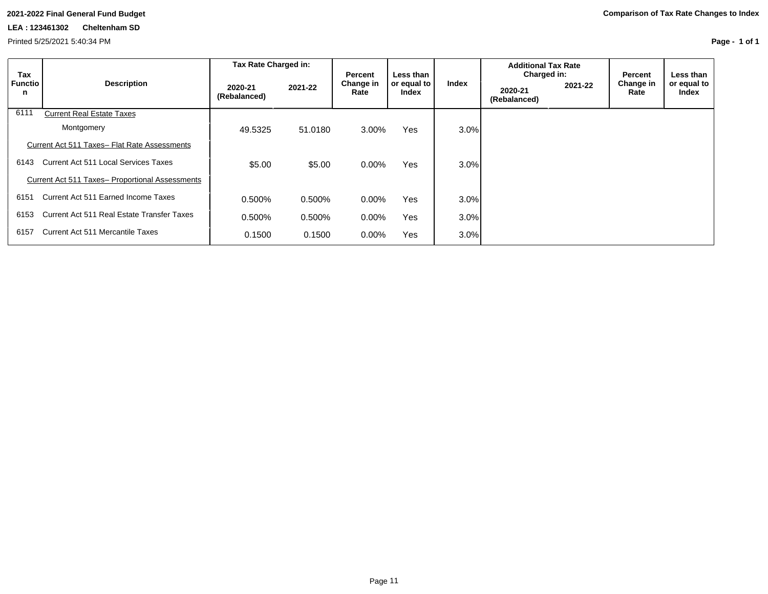2021-2022 Final General Fund Budget

LEA : 123461302 Cheltenham SD

Printed 5/25/2021 5:40:34 PM

**Comparison of Tax Rate Changes to Index**

| Tax Function | Description | Tax Rate Charged in: | | Percent Change in Rate | Less than or equal to Index | Index | Additional Tax Rate Charged in: | | Percent Change in Rate | Less than or equal to Index |
|---|---|---|---|---|---|---|---|---|---|---|
| | | 2020-21 (Rebalanced) | 2021-22 | | | | 2020-21 (Rebalanced) | 2021-22 | | |
| 6111 | Current Real Estate Taxes | | | | | | | | | |
| | Montgomery | 49.5325 | 51.0180 | 3.00% | Yes | 3.0% | | | | |
| | Current Act 511 Taxes– Flat Rate Assessments | | | | | | | | | |
| 6143 | Current Act 511 Local Services Taxes | $5.00 | $5.00 | 0.00% | Yes | 3.0% | | | | |
| | Current Act 511 Taxes– Proportional Assessments | | | | | | | | | |
| 6151 | Current Act 511 Earned Income Taxes | 0.500% | 0.500% | 0.00% | Yes | 3.0% | | | | |
| 6153 | Current Act 511 Real Estate Transfer Taxes | 0.500% | 0.500% | 0.00% | Yes | 3.0% | | | | |
| 6157 | Current Act 511 Mercantile Taxes | 0.1500 | 0.1500 | 0.00% | Yes | 3.0% | | | | |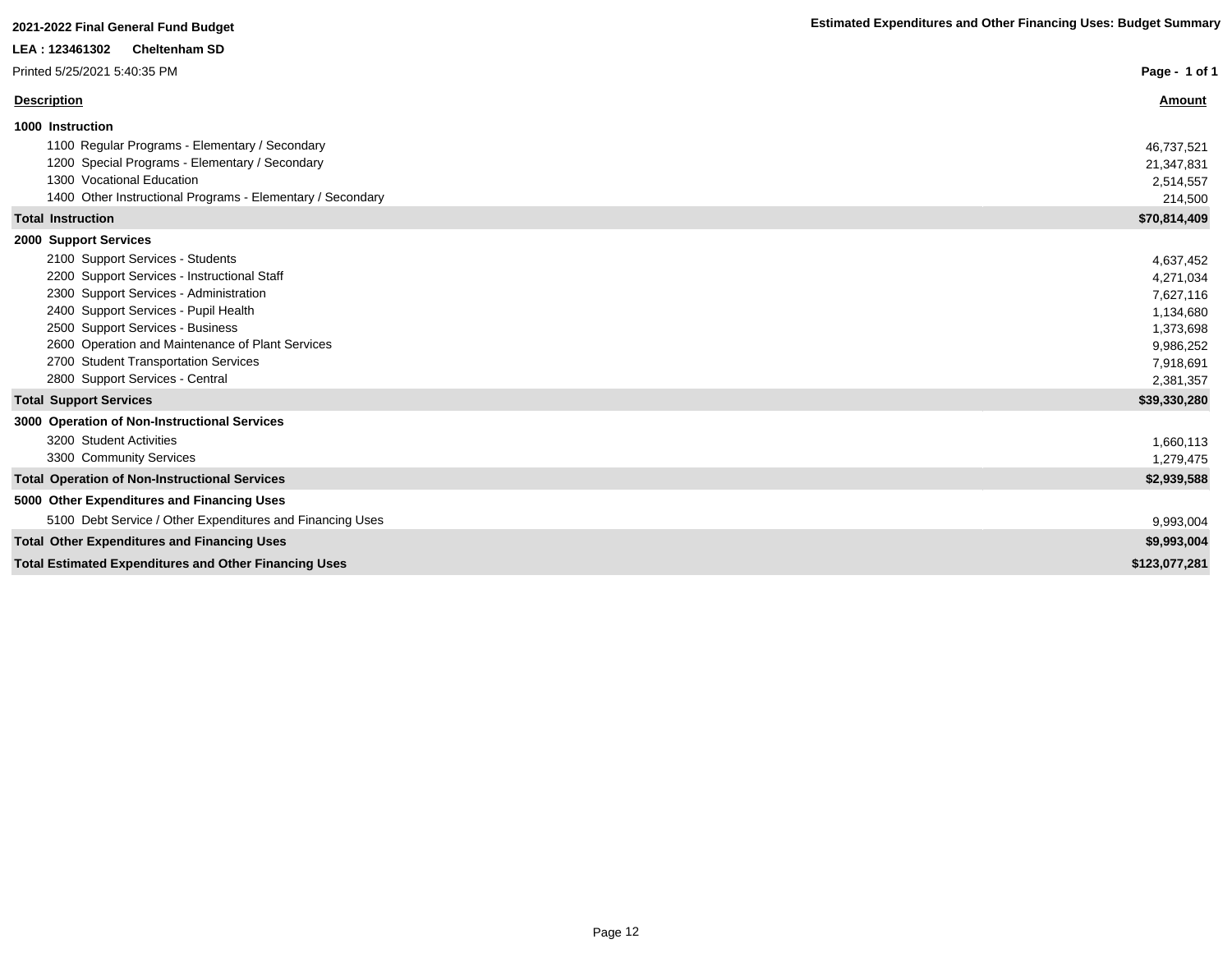**2021-2022 Final General Fund Budget**

**Estimated Expenditures and Other Financing Uses: Budget Summary**

**LEA : 123461302 Cheltenham SD**

Printed 5/25/2021 5:40:35 PM

| Description | Amount |
|---|---|
| **1000 Instruction** | |
| 1100 Regular Programs - Elementary / Secondary | 46,737,521 |
| 1200 Special Programs - Elementary / Secondary | 21,347,831 |
| 1300 Vocational Education | 2,514,557 |
| 1400 Other Instructional Programs - Elementary / Secondary | 214,500 |
| **Total Instruction** | **$70,814,409** |
| **2000 Support Services** | |
| 2100 Support Services - Students | 4,637,452 |
| 2200 Support Services - Instructional Staff | 4,271,034 |
| 2300 Support Services - Administration | 7,627,116 |
| 2400 Support Services - Pupil Health | 1,134,680 |
| 2500 Support Services - Business | 1,373,698 |
| 2600 Operation and Maintenance of Plant Services | 9,986,252 |
| 2700 Student Transportation Services | 7,918,691 |
| 2800 Support Services - Central | 2,381,357 |
| **Total Support Services** | **$39,330,280** |
| **3000 Operation of Non-Instructional Services** | |
| 3200 Student Activities | 1,660,113 |
| 3300 Community Services | 1,279,475 |
| **Total Operation of Non-Instructional Services** | **$2,939,588** |
| **5000 Other Expenditures and Financing Uses** | |
| 5100 Debt Service / Other Expenditures and Financing Uses | 9,993,004 |
| **Total Other Expenditures and Financing Uses** | **$9,993,004** |
| **Total Estimated Expenditures and Other Financing Uses** | **$123,077,281** |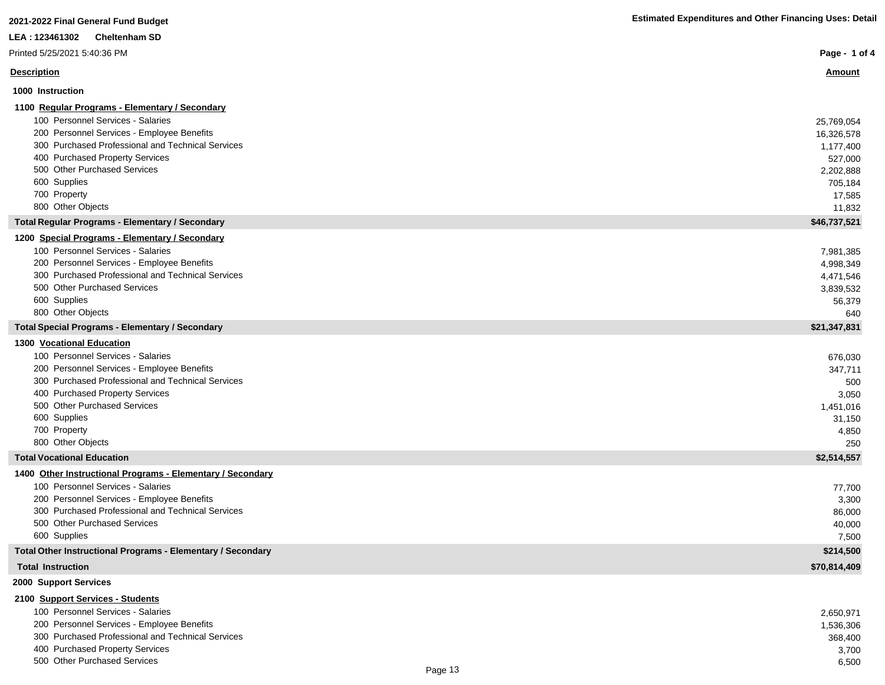**2021-2022 Final General Fund Budget**

**Estimated Expenditures and Other Financing Uses: Detail**

**LEA : 123461302 Cheltenham SD**

Printed 5/25/2021 5:40:36 PM

| Description | Amount |
|---|---|
| **1000 Instruction** | |
| **1100 Regular Programs - Elementary / Secondary** | |
| 100 Personnel Services - Salaries | 25,769,054 |
| 200 Personnel Services - Employee Benefits | 16,326,578 |
| 300 Purchased Professional and Technical Services | 1,177,400 |
| 400 Purchased Property Services | 527,000 |
| 500 Other Purchased Services | 2,202,888 |
| 600 Supplies | 705,184 |
| 700 Property | 17,585 |
| 800 Other Objects | 11,832 |
| **Total Regular Programs - Elementary / Secondary** | **$46,737,521** |
| **1200 Special Programs - Elementary / Secondary** | |
| 100 Personnel Services - Salaries | 7,981,385 |
| 200 Personnel Services - Employee Benefits | 4,998,349 |
| 300 Purchased Professional and Technical Services | 4,471,546 |
| 500 Other Purchased Services | 3,839,532 |
| 600 Supplies | 56,379 |
| 800 Other Objects | 640 |
| **Total Special Programs - Elementary / Secondary** | **$21,347,831** |
| **1300 Vocational Education** | |
| 100 Personnel Services - Salaries | 676,030 |
| 200 Personnel Services - Employee Benefits | 347,711 |
| 300 Purchased Professional and Technical Services | 500 |
| 400 Purchased Property Services | 3,050 |
| 500 Other Purchased Services | 1,451,016 |
| 600 Supplies | 31,150 |
| 700 Property | 4,850 |
| 800 Other Objects | 250 |
| **Total Vocational Education** | **$2,514,557** |
| **1400 Other Instructional Programs - Elementary / Secondary** | |
| 100 Personnel Services - Salaries | 77,700 |
| 200 Personnel Services - Employee Benefits | 3,300 |
| 300 Purchased Professional and Technical Services | 86,000 |
| 500 Other Purchased Services | 40,000 |
| 600 Supplies | 7,500 |
| **Total Other Instructional Programs - Elementary / Secondary** | **$214,500** |
| **Total Instruction** | **$70,814,409** |
| **2000 Support Services** | |
| **2100 Support Services - Students** | |
| 100 Personnel Services - Salaries | 2,650,971 |
| 200 Personnel Services - Employee Benefits | 1,536,306 |
| 300 Purchased Professional and Technical Services | 368,400 |
| 400 Purchased Property Services | 3,700 |
| 500 Other Purchased Services | 6,500 |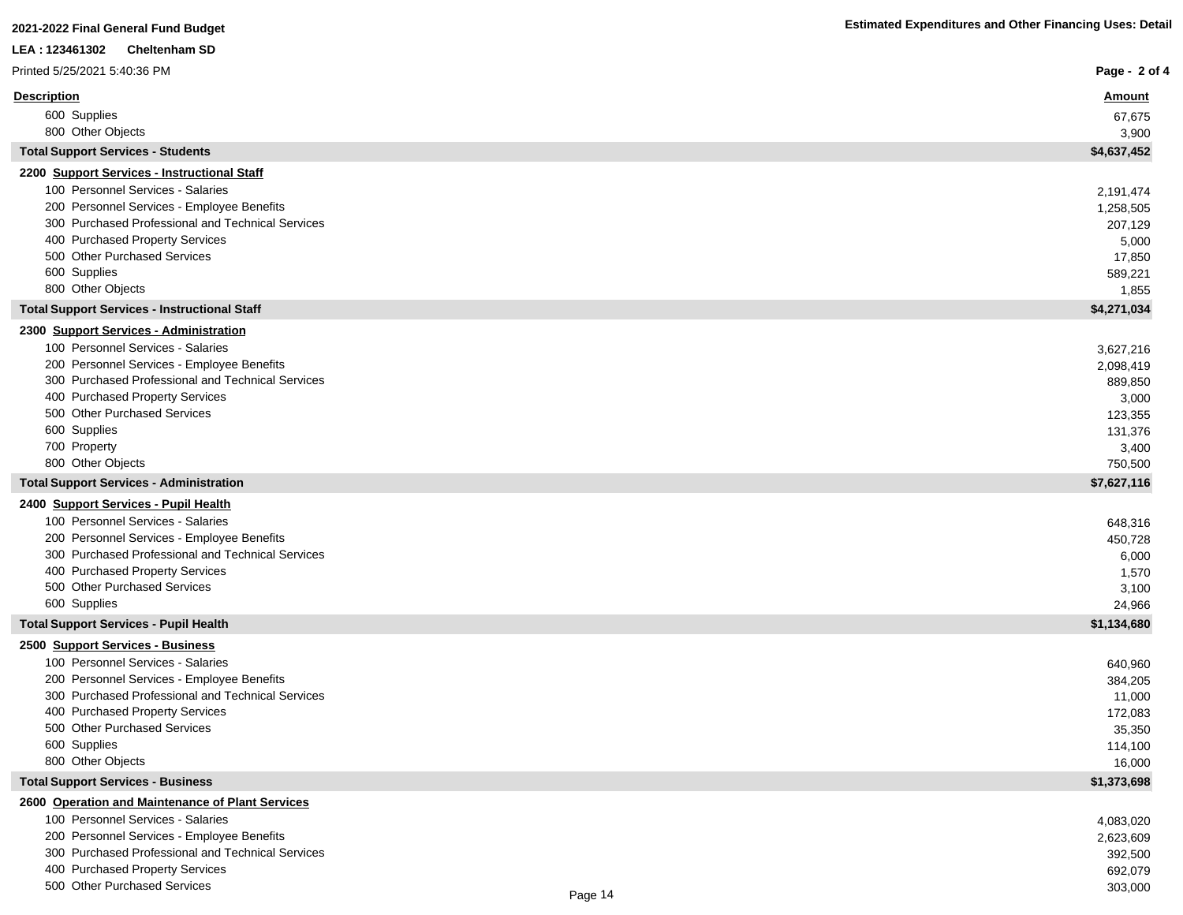**2021-2022 Final General Fund Budget**

**Estimated Expenditures and Other Financing Uses: Detail**

**LEA : 123461302 Cheltenham SD**

Printed 5/25/2021 5:40:36 PM

| Description | Amount |
|---|---|
| 600 Supplies | 67,675 |
| 800 Other Objects | 3,900 |
| **Total Support Services - Students** | **$4,637,452** |
| **2200 Support Services - Instructional Staff** | |
| 100 Personnel Services - Salaries | 2,191,474 |
| 200 Personnel Services - Employee Benefits | 1,258,505 |
| 300 Purchased Professional and Technical Services | 207,129 |
| 400 Purchased Property Services | 5,000 |
| 500 Other Purchased Services | 17,850 |
| 600 Supplies | 589,221 |
| 800 Other Objects | 1,855 |
| **Total Support Services - Instructional Staff** | **$4,271,034** |
| **2300 Support Services - Administration** | |
| 100 Personnel Services - Salaries | 3,627,216 |
| 200 Personnel Services - Employee Benefits | 2,098,419 |
| 300 Purchased Professional and Technical Services | 889,850 |
| 400 Purchased Property Services | 3,000 |
| 500 Other Purchased Services | 123,355 |
| 600 Supplies | 131,376 |
| 700 Property | 3,400 |
| 800 Other Objects | 750,500 |
| **Total Support Services - Administration** | **$7,627,116** |
| **2400 Support Services - Pupil Health** | |
| 100 Personnel Services - Salaries | 648,316 |
| 200 Personnel Services - Employee Benefits | 450,728 |
| 300 Purchased Professional and Technical Services | 6,000 |
| 400 Purchased Property Services | 1,570 |
| 500 Other Purchased Services | 3,100 |
| 600 Supplies | 24,966 |
| **Total Support Services - Pupil Health** | **$1,134,680** |
| **2500 Support Services - Business** | |
| 100 Personnel Services - Salaries | 640,960 |
| 200 Personnel Services - Employee Benefits | 384,205 |
| 300 Purchased Professional and Technical Services | 11,000 |
| 400 Purchased Property Services | 172,083 |
| 500 Other Purchased Services | 35,350 |
| 600 Supplies | 114,100 |
| 800 Other Objects | 16,000 |
| **Total Support Services - Business** | **$1,373,698** |
| **2600 Operation and Maintenance of Plant Services** | |
| 100 Personnel Services - Salaries | 4,083,020 |
| 200 Personnel Services - Employee Benefits | 2,623,609 |
| 300 Purchased Professional and Technical Services | 392,500 |
| 400 Purchased Property Services | 692,079 |
| 500 Other Purchased Services | 303,000 |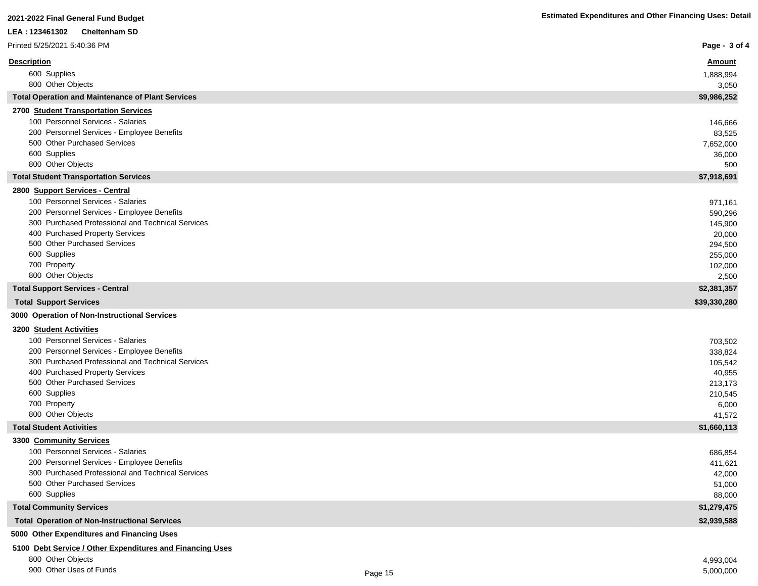| Description | Amount |
|---|---|
| 600 Supplies | 1,888,994 |
| 800 Other Objects | 3,050 |
| **Total Operation and Maintenance of Plant Services** | **$9,986,252** |
| **2700 Student Transportation Services** | |
| 100 Personnel Services - Salaries | 146,666 |
| 200 Personnel Services - Employee Benefits | 83,525 |
| 500 Other Purchased Services | 7,652,000 |
| 600 Supplies | 36,000 |
| 800 Other Objects | 500 |
| **Total Student Transportation Services** | **$7,918,691** |
| **2800 Support Services - Central** | |
| 100 Personnel Services - Salaries | 971,161 |
| 200 Personnel Services - Employee Benefits | 590,296 |
| 300 Purchased Professional and Technical Services | 145,900 |
| 400 Purchased Property Services | 20,000 |
| 500 Other Purchased Services | 294,500 |
| 600 Supplies | 255,000 |
| 700 Property | 102,000 |
| 800 Other Objects | 2,500 |
| **Total Support Services - Central** | **$2,381,357** |
| **Total Support Services** | **$39,330,280** |
| **3000 Operation of Non-Instructional Services** | |
| **3200 Student Activities** | |
| 100 Personnel Services - Salaries | 703,502 |
| 200 Personnel Services - Employee Benefits | 338,824 |
| 300 Purchased Professional and Technical Services | 105,542 |
| 400 Purchased Property Services | 40,955 |
| 500 Other Purchased Services | 213,173 |
| 600 Supplies | 210,545 |
| 700 Property | 6,000 |
| 800 Other Objects | 41,572 |
| **Total Student Activities** | **$1,660,113** |
| **3300 Community Services** | |
| 100 Personnel Services - Salaries | 686,854 |
| 200 Personnel Services - Employee Benefits | 411,621 |
| 300 Purchased Professional and Technical Services | 42,000 |
| 500 Other Purchased Services | 51,000 |
| 600 Supplies | 88,000 |
| **Total Community Services** | **$1,279,475** |
| **Total Operation of Non-Instructional Services** | **$2,939,588** |
| **5000 Other Expenditures and Financing Uses** | |
| **5100 Debt Service / Other Expenditures and Financing Uses** | |
| 800 Other Objects | 4,993,004 |
| 900 Other Uses of Funds | 5,000,000 |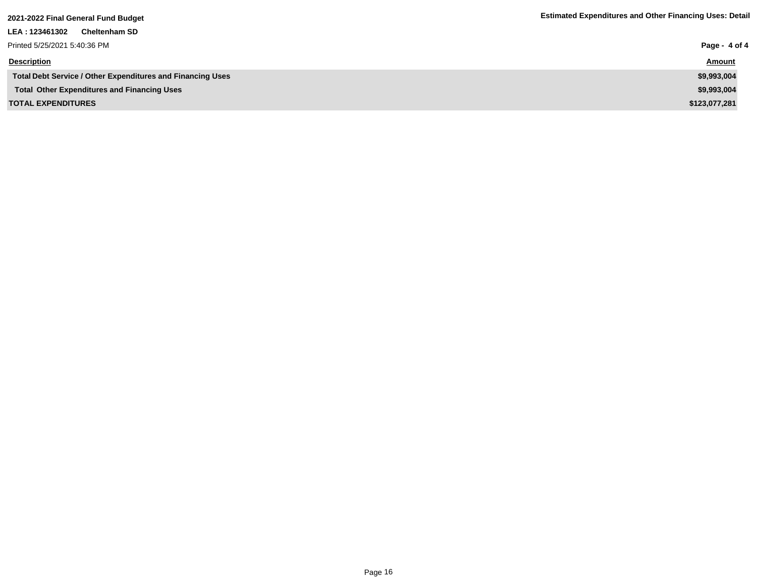| Description | Amount |
| --- | --- |
| Total Debt Service / Other Expenditures and Financing Uses | $9,993,004 |
| Total Other Expenditures and Financing Uses | $9,993,004 |
| TOTAL EXPENDITURES | $123,077,281 |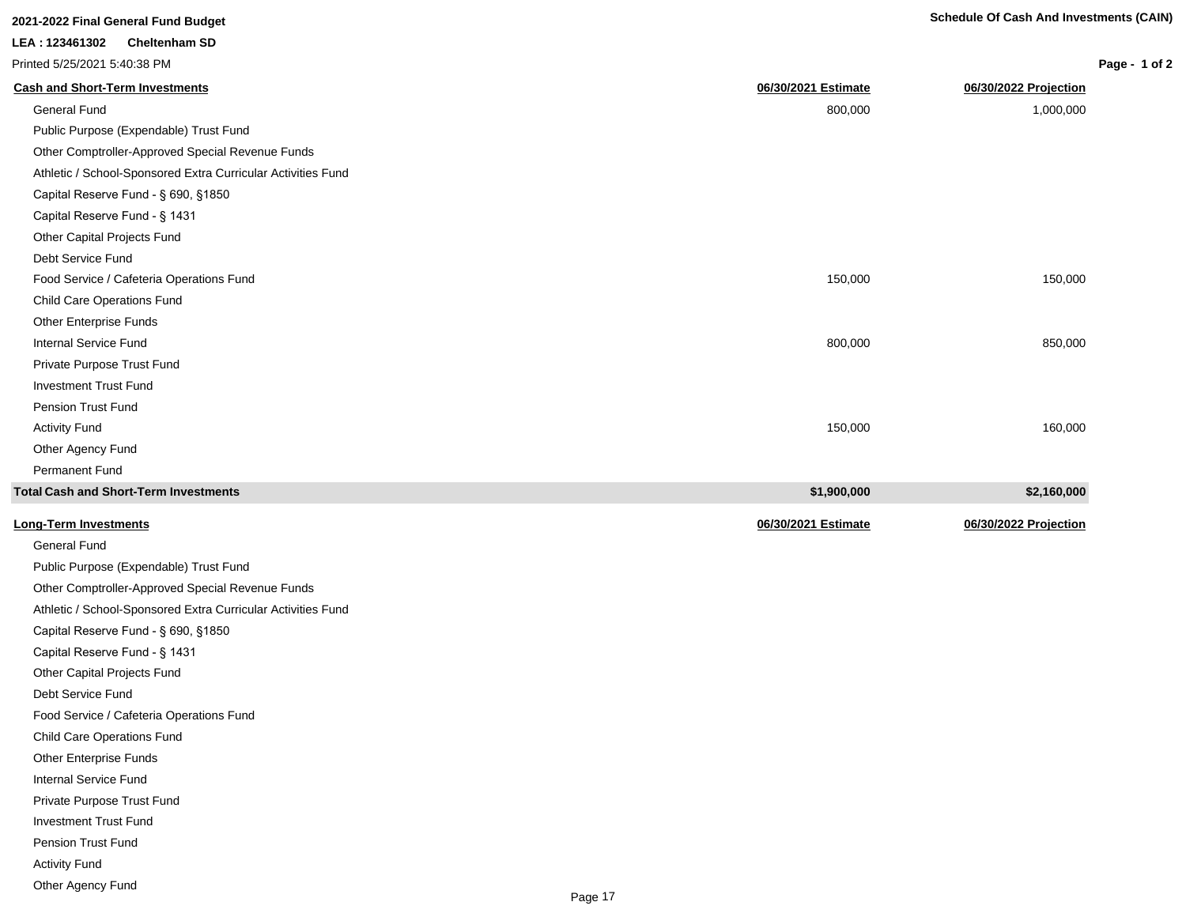**2021-2022 Final General Fund Budget**

**LEA : 123461302 Cheltenham SD**

Printed 5/25/2021 5:40:38 PM

**Schedule Of Cash And Investments (CAIN)**

| **Cash and Short-Term Investments** | **06/30/2021 Estimate** | **06/30/2022 Projection** |
|---|---|---|
| General Fund | 800,000 | 1,000,000 |
| Public Purpose (Expendable) Trust Fund | | |
| Other Comptroller-Approved Special Revenue Funds | | |
| Athletic / School-Sponsored Extra Curricular Activities Fund | | |
| Capital Reserve Fund - § 690, §1850 | | |
| Capital Reserve Fund - § 1431 | | |
| Other Capital Projects Fund | | |
| Debt Service Fund | | |
| Food Service / Cafeteria Operations Fund | 150,000 | 150,000 |
| Child Care Operations Fund | | |
| Other Enterprise Funds | | |
| Internal Service Fund | 800,000 | 850,000 |
| Private Purpose Trust Fund | | |
| Investment Trust Fund | | |
| Pension Trust Fund | | |
| Activity Fund | 150,000 | 160,000 |
| Other Agency Fund | | |
| Permanent Fund | | |
| **Total Cash and Short-Term Investments** | **$1,900,000** | **$2,160,000** |

| **Long-Term Investments** | **06/30/2021 Estimate** | **06/30/2022 Projection** |
|---|---|---|
| General Fund | | |
| Public Purpose (Expendable) Trust Fund | | |
| Other Comptroller-Approved Special Revenue Funds | | |
| Athletic / School-Sponsored Extra Curricular Activities Fund | | |
| Capital Reserve Fund - § 690, §1850 | | |
| Capital Reserve Fund - § 1431 | | |
| Other Capital Projects Fund | | |
| Debt Service Fund | | |
| Food Service / Cafeteria Operations Fund | | |
| Child Care Operations Fund | | |
| Other Enterprise Funds | | |
| Internal Service Fund | | |
| Private Purpose Trust Fund | | |
| Investment Trust Fund | | |
| Pension Trust Fund | | |
| Activity Fund | | |
| Other Agency Fund | | |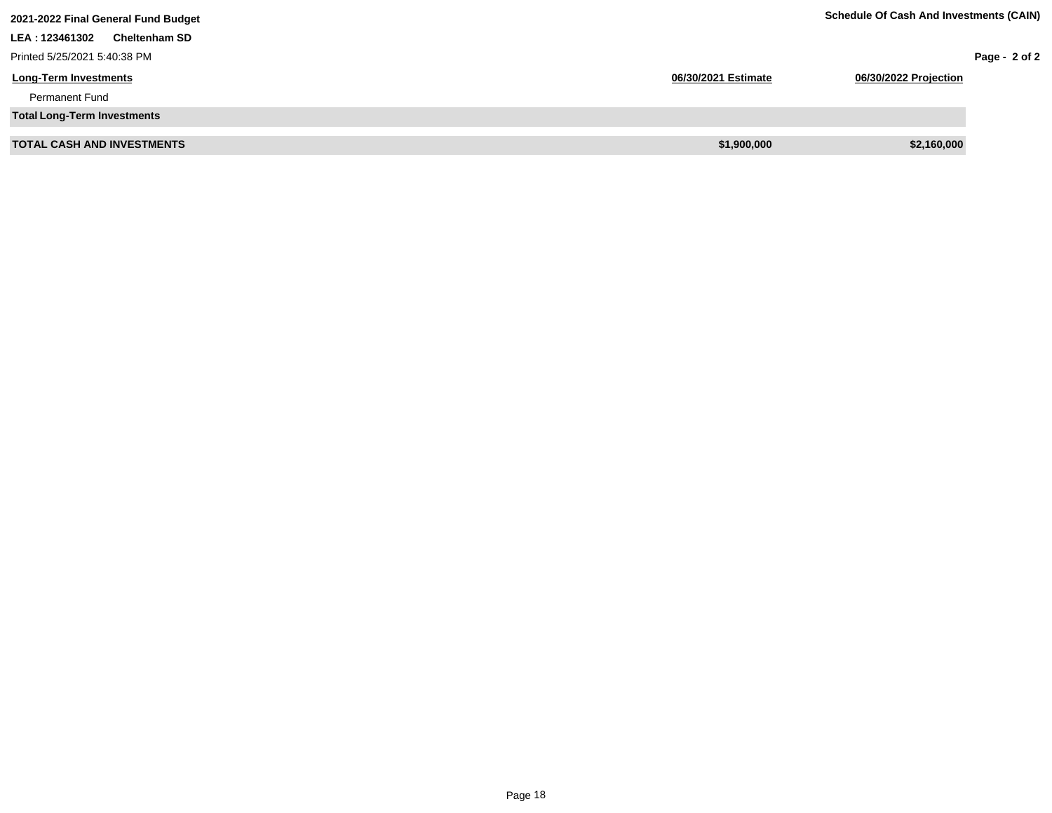2021-2022 Final General Fund Budget

**Schedule Of Cash And Investments (CAIN)**

**LEA : 123461302 Cheltenham SD**

Printed 5/25/2021 5:40:38 PM

| Long-Term Investments | 06/30/2021 Estimate | 06/30/2022 Projection |
| --- | --- | --- |
| Permanent Fund | | |
| **Total Long-Term Investments** | | |
| **TOTAL CASH AND INVESTMENTS** | **$1,900,000** | **$2,160,000** |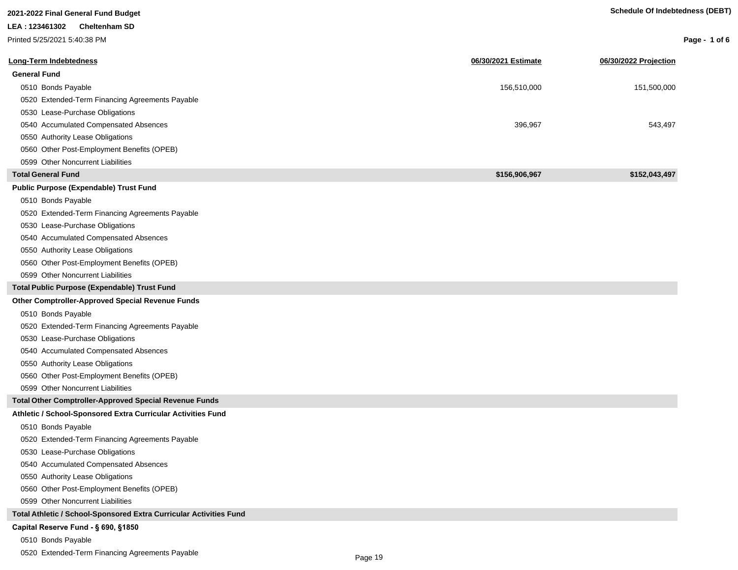**2021-2022 Final General Fund Budget**

**LEA : 123461302 Cheltenham SD**

Printed 5/25/2021 5:40:38 PM

**Schedule Of Indebtedness (DEBT)**

| Long-Term Indebtedness | 06/30/2021 Estimate | 06/30/2022 Projection |
|---|---|---|
| **General Fund** | | |
| 0510 Bonds Payable | 156,510,000 | 151,500,000 |
| 0520 Extended-Term Financing Agreements Payable | | |
| 0530 Lease-Purchase Obligations | | |
| 0540 Accumulated Compensated Absences | 396,967 | 543,497 |
| 0550 Authority Lease Obligations | | |
| 0560 Other Post-Employment Benefits (OPEB) | | |
| 0599 Other Noncurrent Liabilities | | |
| **Total General Fund** | **$156,906,967** | **$152,043,497** |
| **Public Purpose (Expendable) Trust Fund** | | |
| 0510 Bonds Payable | | |
| 0520 Extended-Term Financing Agreements Payable | | |
| 0530 Lease-Purchase Obligations | | |
| 0540 Accumulated Compensated Absences | | |
| 0550 Authority Lease Obligations | | |
| 0560 Other Post-Employment Benefits (OPEB) | | |
| 0599 Other Noncurrent Liabilities | | |
| **Total Public Purpose (Expendable) Trust Fund** | | |
| **Other Comptroller-Approved Special Revenue Funds** | | |
| 0510 Bonds Payable | | |
| 0520 Extended-Term Financing Agreements Payable | | |
| 0530 Lease-Purchase Obligations | | |
| 0540 Accumulated Compensated Absences | | |
| 0550 Authority Lease Obligations | | |
| 0560 Other Post-Employment Benefits (OPEB) | | |
| 0599 Other Noncurrent Liabilities | | |
| **Total Other Comptroller-Approved Special Revenue Funds** | | |
| **Athletic / School-Sponsored Extra Curricular Activities Fund** | | |
| 0510 Bonds Payable | | |
| 0520 Extended-Term Financing Agreements Payable | | |
| 0530 Lease-Purchase Obligations | | |
| 0540 Accumulated Compensated Absences | | |
| 0550 Authority Lease Obligations | | |
| 0560 Other Post-Employment Benefits (OPEB) | | |
| 0599 Other Noncurrent Liabilities | | |
| **Total Athletic / School-Sponsored Extra Curricular Activities Fund** | | |
| **Capital Reserve Fund - § 690, §1850** | | |
| 0510 Bonds Payable | | |
| 0520 Extended-Term Financing Agreements Payable | | |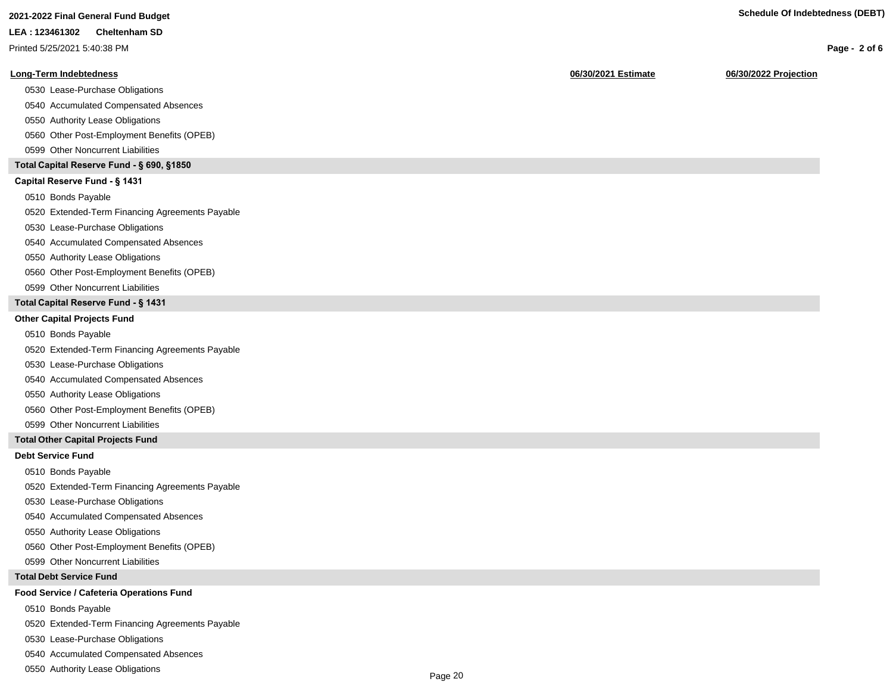| Long-Term Indebtedness | 06/30/2021 Estimate | 06/30/2022 Projection |
|---|---|---|
| 0530 Lease-Purchase Obligations | | |
| 0540 Accumulated Compensated Absences | | |
| 0550 Authority Lease Obligations | | |
| 0560 Other Post-Employment Benefits (OPEB) | | |
| 0599 Other Noncurrent Liabilities | | |
| **Total Capital Reserve Fund - § 690, §1850** | | |
| **Capital Reserve Fund - § 1431** | | |
| 0510 Bonds Payable | | |
| 0520 Extended-Term Financing Agreements Payable | | |
| 0530 Lease-Purchase Obligations | | |
| 0540 Accumulated Compensated Absences | | |
| 0550 Authority Lease Obligations | | |
| 0560 Other Post-Employment Benefits (OPEB) | | |
| 0599 Other Noncurrent Liabilities | | |
| **Total Capital Reserve Fund - § 1431** | | |
| **Other Capital Projects Fund** | | |
| 0510 Bonds Payable | | |
| 0520 Extended-Term Financing Agreements Payable | | |
| 0530 Lease-Purchase Obligations | | |
| 0540 Accumulated Compensated Absences | | |
| 0550 Authority Lease Obligations | | |
| 0560 Other Post-Employment Benefits (OPEB) | | |
| 0599 Other Noncurrent Liabilities | | |
| **Total Other Capital Projects Fund** | | |
| **Debt Service Fund** | | |
| 0510 Bonds Payable | | |
| 0520 Extended-Term Financing Agreements Payable | | |
| 0530 Lease-Purchase Obligations | | |
| 0540 Accumulated Compensated Absences | | |
| 0550 Authority Lease Obligations | | |
| 0560 Other Post-Employment Benefits (OPEB) | | |
| 0599 Other Noncurrent Liabilities | | |
| **Total Debt Service Fund** | | |
| **Food Service / Cafeteria Operations Fund** | | |
| 0510 Bonds Payable | | |
| 0520 Extended-Term Financing Agreements Payable | | |
| 0530 Lease-Purchase Obligations | | |
| 0540 Accumulated Compensated Absences | | |
| 0550 Authority Lease Obligations | | |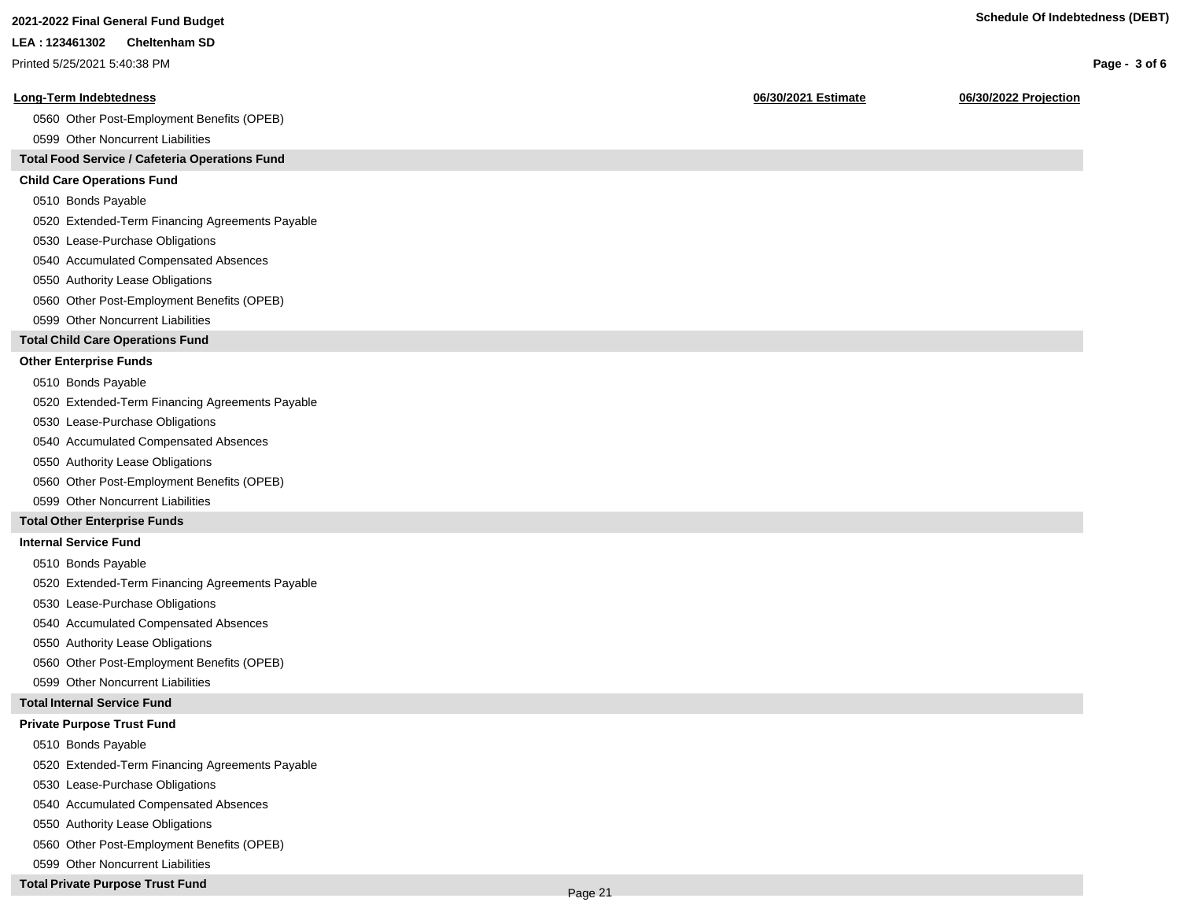| Long-Term Indebtedness | 06/30/2021 Estimate | 06/30/2022 Projection |
|---|---|---|
| 0560 Other Post-Employment Benefits (OPEB) | | |
| 0599 Other Noncurrent Liabilities | | |
| **Total Food Service / Cafeteria Operations Fund** | | |
| **Child Care Operations Fund** | | |
| 0510 Bonds Payable | | |
| 0520 Extended-Term Financing Agreements Payable | | |
| 0530 Lease-Purchase Obligations | | |
| 0540 Accumulated Compensated Absences | | |
| 0550 Authority Lease Obligations | | |
| 0560 Other Post-Employment Benefits (OPEB) | | |
| 0599 Other Noncurrent Liabilities | | |
| **Total Child Care Operations Fund** | | |
| **Other Enterprise Funds** | | |
| 0510 Bonds Payable | | |
| 0520 Extended-Term Financing Agreements Payable | | |
| 0530 Lease-Purchase Obligations | | |
| 0540 Accumulated Compensated Absences | | |
| 0550 Authority Lease Obligations | | |
| 0560 Other Post-Employment Benefits (OPEB) | | |
| 0599 Other Noncurrent Liabilities | | |
| **Total Other Enterprise Funds** | | |
| **Internal Service Fund** | | |
| 0510 Bonds Payable | | |
| 0520 Extended-Term Financing Agreements Payable | | |
| 0530 Lease-Purchase Obligations | | |
| 0540 Accumulated Compensated Absences | | |
| 0550 Authority Lease Obligations | | |
| 0560 Other Post-Employment Benefits (OPEB) | | |
| 0599 Other Noncurrent Liabilities | | |
| **Total Internal Service Fund** | | |
| **Private Purpose Trust Fund** | | |
| 0510 Bonds Payable | | |
| 0520 Extended-Term Financing Agreements Payable | | |
| 0530 Lease-Purchase Obligations | | |
| 0540 Accumulated Compensated Absences | | |
| 0550 Authority Lease Obligations | | |
| 0560 Other Post-Employment Benefits (OPEB) | | |
| 0599 Other Noncurrent Liabilities | | |
| **Total Private Purpose Trust Fund** | | |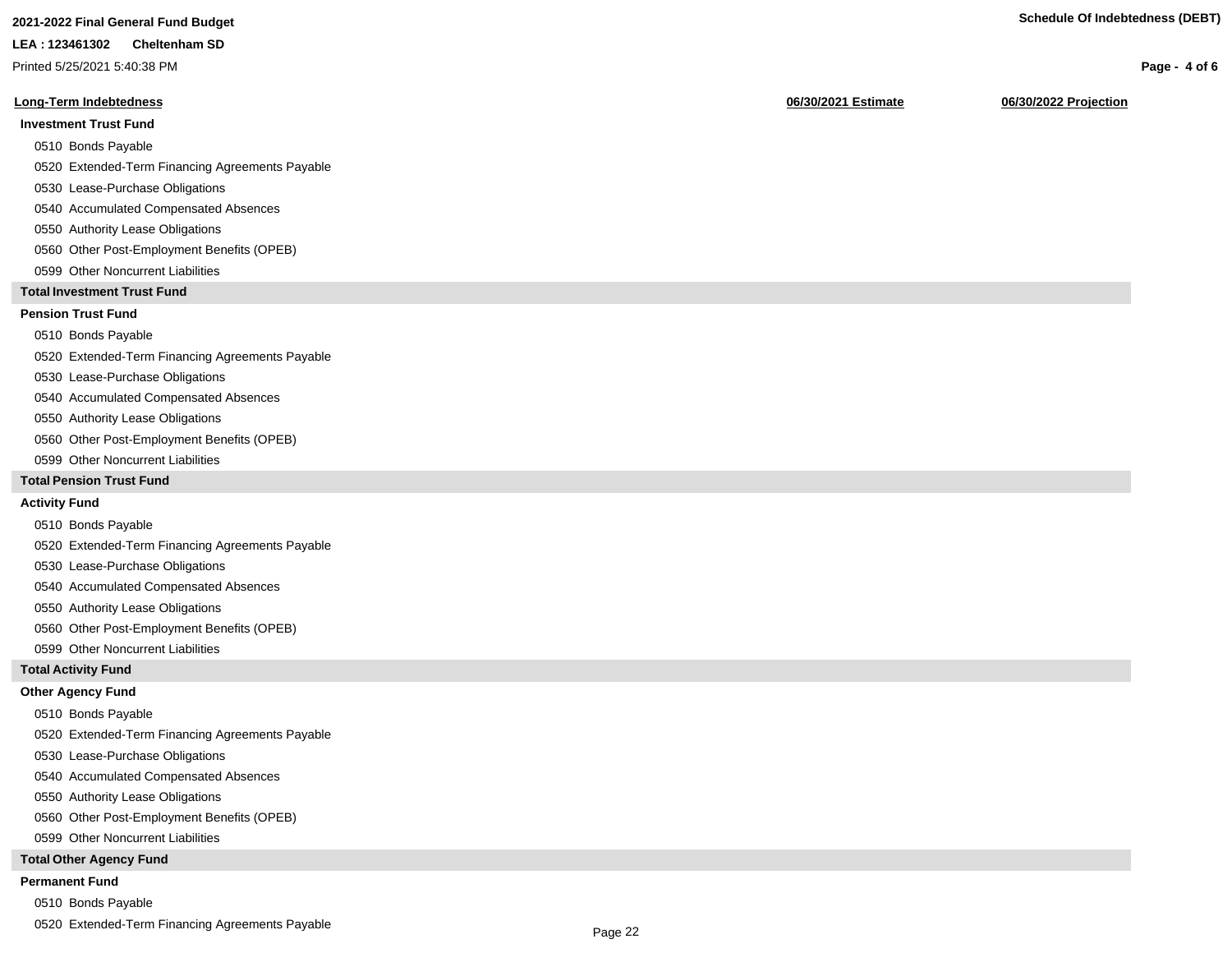| Long-Term Indebtedness | 06/30/2021 Estimate | 06/30/2022 Projection |
|---|---|---|
| **Investment Trust Fund** | | |
| 0510 Bonds Payable | | |
| 0520 Extended-Term Financing Agreements Payable | | |
| 0530 Lease-Purchase Obligations | | |
| 0540 Accumulated Compensated Absences | | |
| 0550 Authority Lease Obligations | | |
| 0560 Other Post-Employment Benefits (OPEB) | | |
| 0599 Other Noncurrent Liabilities | | |
| **Total Investment Trust Fund** | | |
| **Pension Trust Fund** | | |
| 0510 Bonds Payable | | |
| 0520 Extended-Term Financing Agreements Payable | | |
| 0530 Lease-Purchase Obligations | | |
| 0540 Accumulated Compensated Absences | | |
| 0550 Authority Lease Obligations | | |
| 0560 Other Post-Employment Benefits (OPEB) | | |
| 0599 Other Noncurrent Liabilities | | |
| **Total Pension Trust Fund** | | |
| **Activity Fund** | | |
| 0510 Bonds Payable | | |
| 0520 Extended-Term Financing Agreements Payable | | |
| 0530 Lease-Purchase Obligations | | |
| 0540 Accumulated Compensated Absences | | |
| 0550 Authority Lease Obligations | | |
| 0560 Other Post-Employment Benefits (OPEB) | | |
| 0599 Other Noncurrent Liabilities | | |
| **Total Activity Fund** | | |
| **Other Agency Fund** | | |
| 0510 Bonds Payable | | |
| 0520 Extended-Term Financing Agreements Payable | | |
| 0530 Lease-Purchase Obligations | | |
| 0540 Accumulated Compensated Absences | | |
| 0550 Authority Lease Obligations | | |
| 0560 Other Post-Employment Benefits (OPEB) | | |
| 0599 Other Noncurrent Liabilities | | |
| **Total Other Agency Fund** | | |
| **Permanent Fund** | | |
| 0510 Bonds Payable | | |
| 0520 Extended-Term Financing Agreements Payable | | |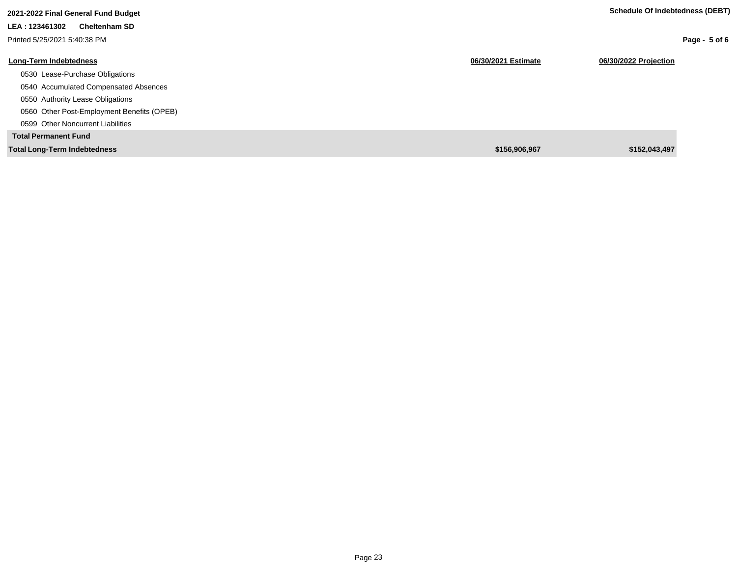**2021-2022 Final General Fund Budget**

**LEA : 123461302 Cheltenham SD**

Printed 5/25/2021 5:40:38 PM

**Schedule Of Indebtedness (DEBT)**

| Long-Term Indebtedness | 06/30/2021 Estimate | 06/30/2022 Projection |
| --- | --- | --- |
| 0530 Lease-Purchase Obligations | | |
| 0540 Accumulated Compensated Absences | | |
| 0550 Authority Lease Obligations | | |
| 0560 Other Post-Employment Benefits (OPEB) | | |
| 0599 Other Noncurrent Liabilities | | |
| **Total Permanent Fund** | | |
| **Total Long-Term Indebtedness** | **$156,906,967** | **$152,043,497** |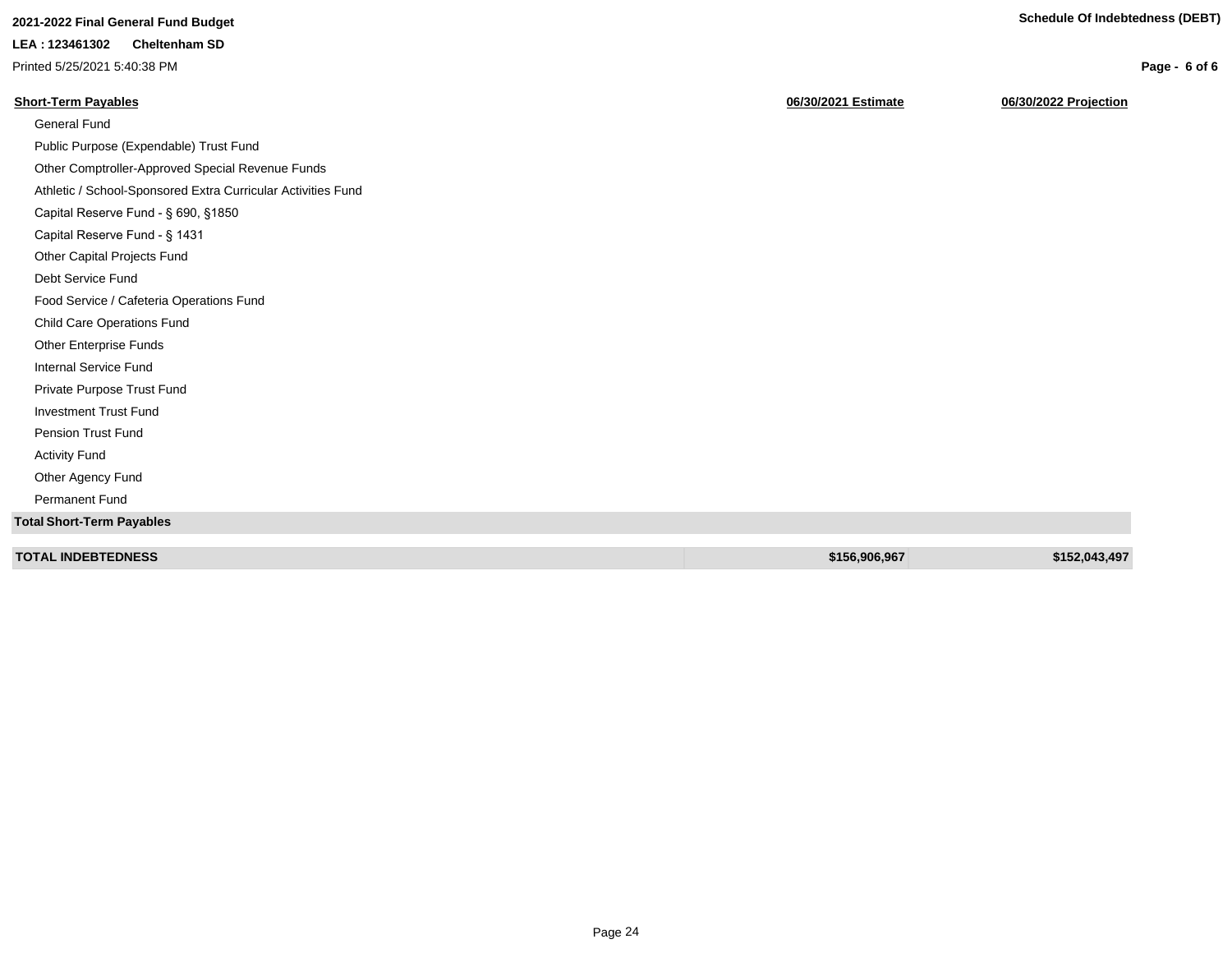2021-2022 Final General Fund Budget

LEA : 123461302 Cheltenham SD

Printed 5/25/2021 5:40:38 PM

**Schedule Of Indebtedness (DEBT)**

| Short-Term Payables | 06/30/2021 Estimate | 06/30/2022 Projection |
|---|---|---|
| General Fund | | |
| Public Purpose (Expendable) Trust Fund | | |
| Other Comptroller-Approved Special Revenue Funds | | |
| Athletic / School-Sponsored Extra Curricular Activities Fund | | |
| Capital Reserve Fund - § 690, §1850 | | |
| Capital Reserve Fund - § 1431 | | |
| Other Capital Projects Fund | | |
| Debt Service Fund | | |
| Food Service / Cafeteria Operations Fund | | |
| Child Care Operations Fund | | |
| Other Enterprise Funds | | |
| Internal Service Fund | | |
| Private Purpose Trust Fund | | |
| Investment Trust Fund | | |
| Pension Trust Fund | | |
| Activity Fund | | |
| Other Agency Fund | | |
| Permanent Fund | | |
| **Total Short-Term Payables** | | |
| **TOTAL INDEBTEDNESS** | **$156,906,967** | **$152,043,497** |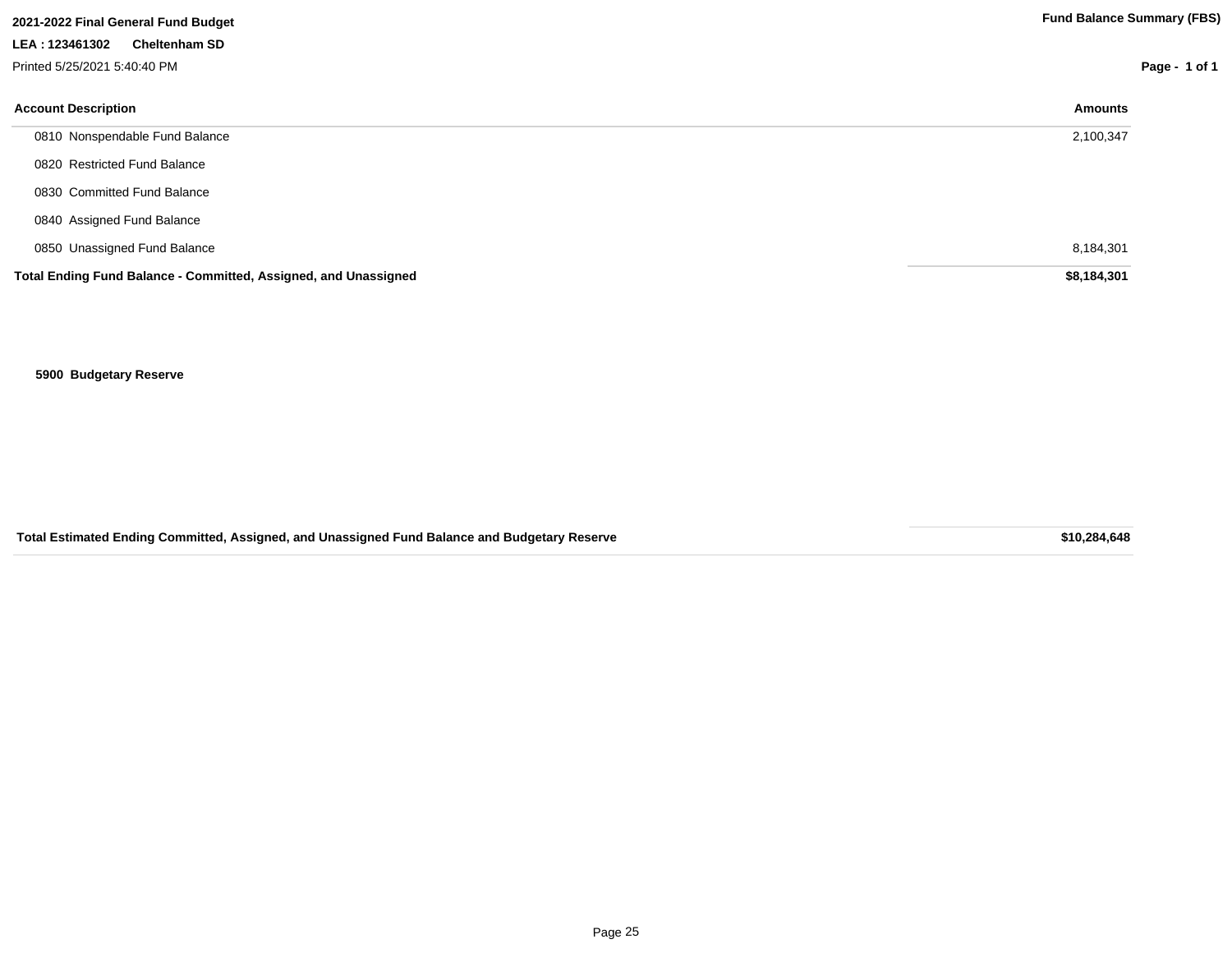**2021-2022 Final General Fund Budget**

**Fund Balance Summary (FBS)**

**LEA : 123461302 Cheltenham SD**

Printed 5/25/2021 5:40:40 PM

| Account Description | Amounts |
| --- | --- |
| 0810 Nonspendable Fund Balance | 2,100,347 |
| 0820 Restricted Fund Balance | |
| 0830 Committed Fund Balance | |
| 0840 Assigned Fund Balance | |
| 0850 Unassigned Fund Balance | 8,184,301 |
| **Total Ending Fund Balance - Committed, Assigned, and Unassigned** | **$8,184,301** |
| **5900 Budgetary Reserve** | |
| **Total Estimated Ending Committed, Assigned, and Unassigned Fund Balance and Budgetary Reserve** | **$10,284,648** |